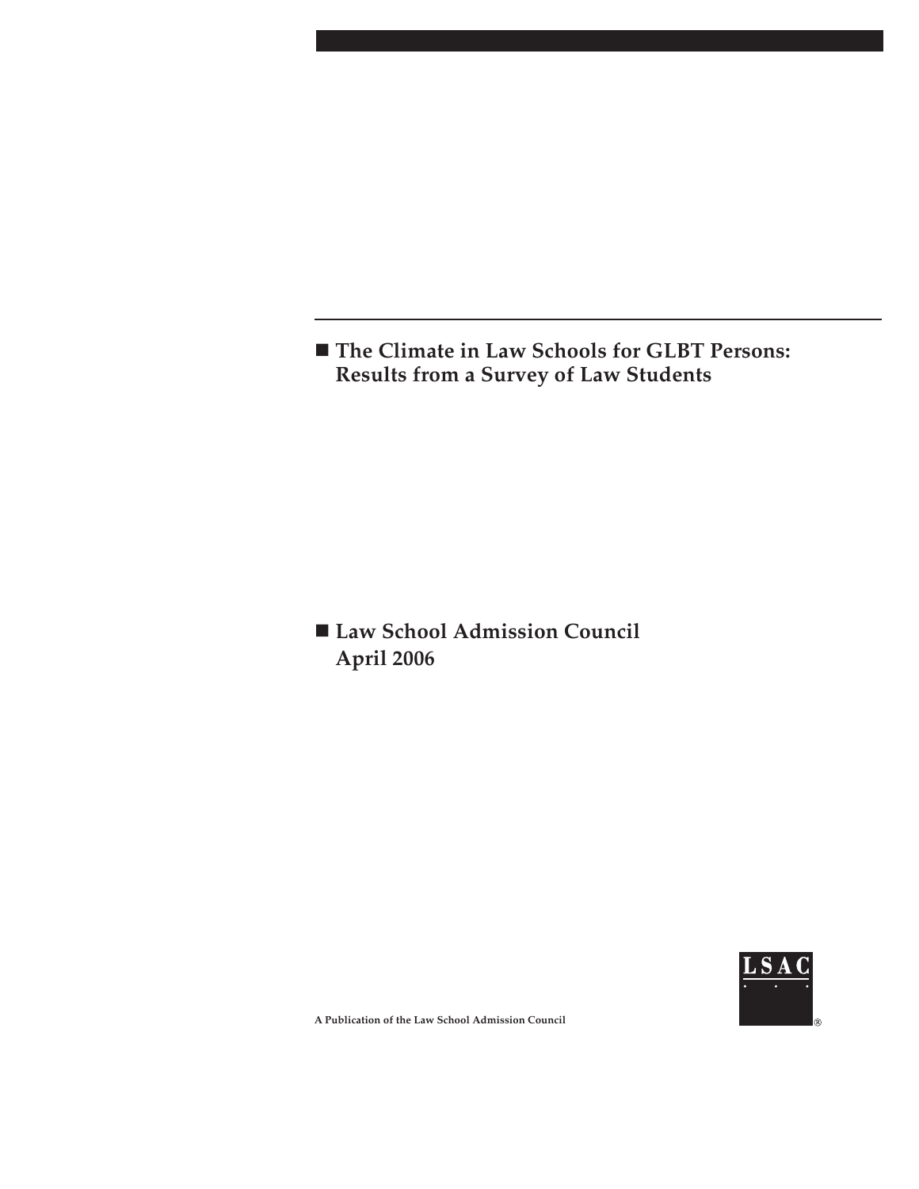# The Climate in Law Schools for GLBT Persons: Results from a Survey of Law Students

**Law School Admission Council**
**April 2006**

**A Publication of the Law School Admission Council**

LSAC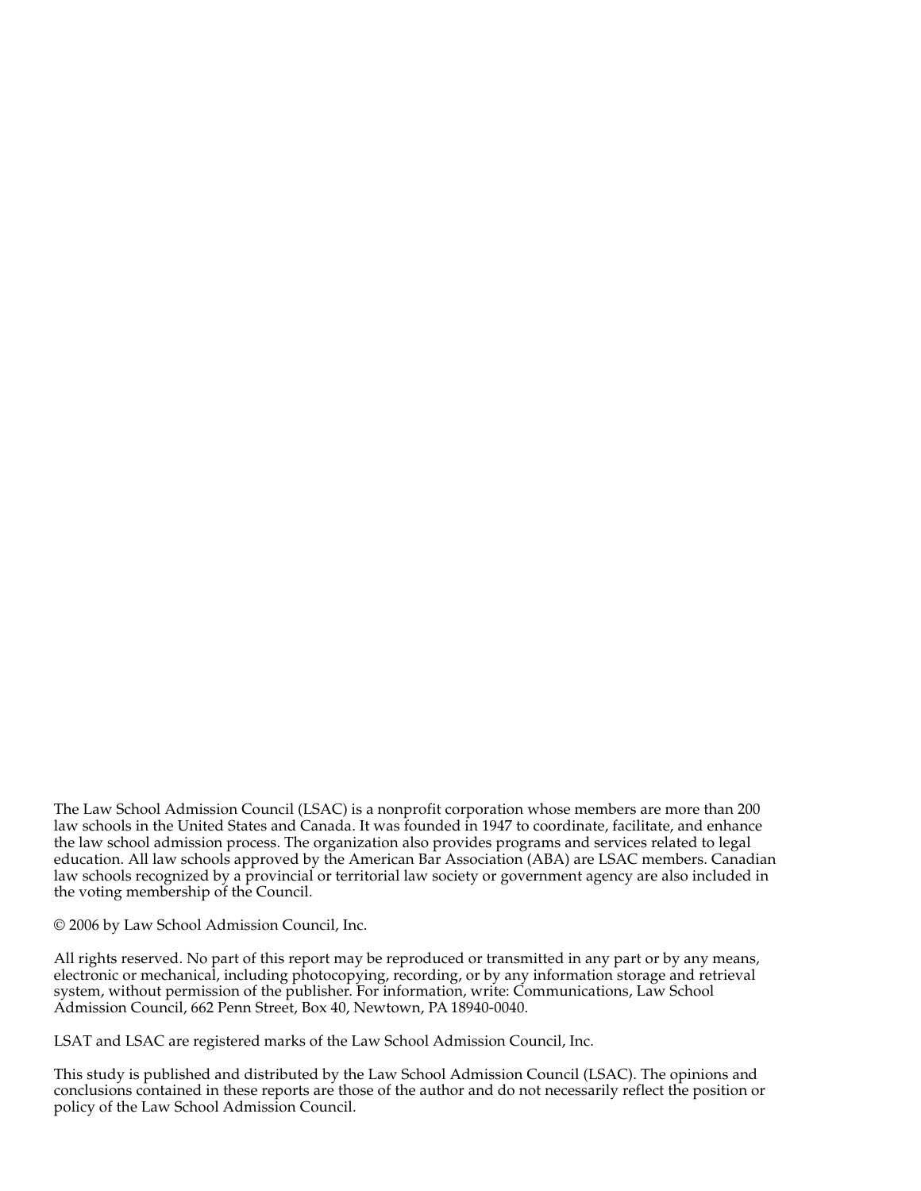The Law School Admission Council (LSAC) is a nonprofit corporation whose members are more than 200 law schools in the United States and Canada. It was founded in 1947 to coordinate, facilitate, and enhance the law school admission process. The organization also provides programs and services related to legal education. All law schools approved by the American Bar Association (ABA) are LSAC members. Canadian law schools recognized by a provincial or territorial law society or government agency are also included in the voting membership of the Council.

© 2006 by Law School Admission Council, Inc.

All rights reserved. No part of this report may be reproduced or transmitted in any part or by any means, electronic or mechanical, including photocopying, recording, or by any information storage and retrieval system, without permission of the publisher. For information, write: Communications, Law School Admission Council, 662 Penn Street, Box 40, Newtown, PA 18940-0040.

LSAT and LSAC are registered marks of the Law School Admission Council, Inc.

This study is published and distributed by the Law School Admission Council (LSAC). The opinions and conclusions contained in these reports are those of the author and do not necessarily reflect the position or policy of the Law School Admission Council.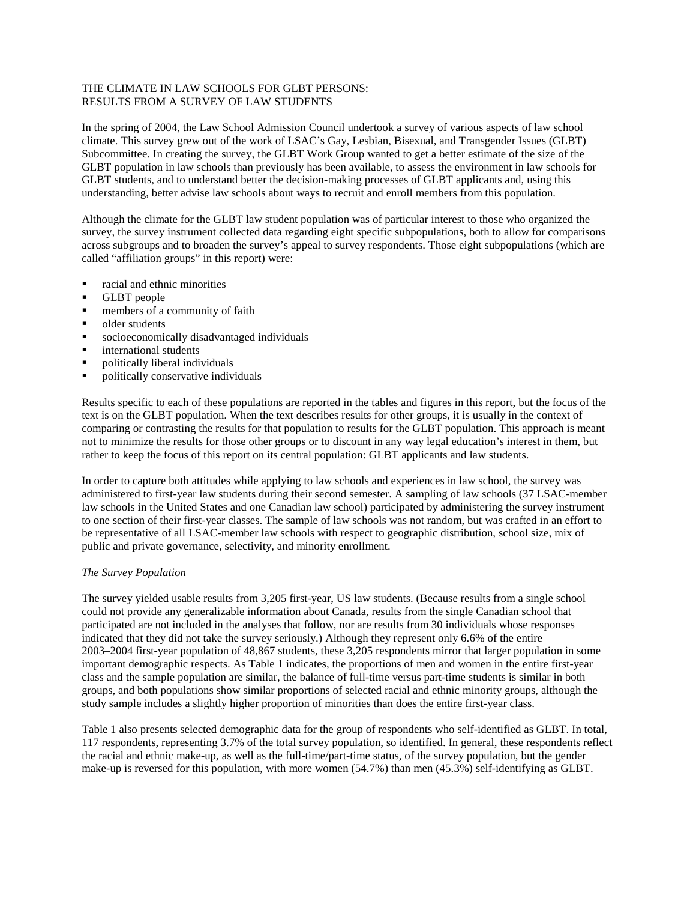THE CLIMATE IN LAW SCHOOLS FOR GLBT PERSONS:
RESULTS FROM A SURVEY OF LAW STUDENTS

In the spring of 2004, the Law School Admission Council undertook a survey of various aspects of law school climate. This survey grew out of the work of LSAC's Gay, Lesbian, Bisexual, and Transgender Issues (GLBT) Subcommittee. In creating the survey, the GLBT Work Group wanted to get a better estimate of the size of the GLBT population in law schools than previously has been available, to assess the environment in law schools for GLBT students, and to understand better the decision-making processes of GLBT applicants and, using this understanding, better advise law schools about ways to recruit and enroll members from this population.

Although the climate for the GLBT law student population was of particular interest to those who organized the survey, the survey instrument collected data regarding eight specific subpopulations, both to allow for comparisons across subgroups and to broaden the survey's appeal to survey respondents. Those eight subpopulations (which are called "affiliation groups" in this report) were:

- racial and ethnic minorities
- GLBT people
- members of a community of faith
- older students
- socioeconomically disadvantaged individuals
- international students
- politically liberal individuals
- politically conservative individuals

Results specific to each of these populations are reported in the tables and figures in this report, but the focus of the text is on the GLBT population. When the text describes results for other groups, it is usually in the context of comparing or contrasting the results for that population to results for the GLBT population. This approach is meant not to minimize the results for those other groups or to discount in any way legal education's interest in them, but rather to keep the focus of this report on its central population: GLBT applicants and law students.

In order to capture both attitudes while applying to law schools and experiences in law school, the survey was administered to first-year law students during their second semester. A sampling of law schools (37 LSAC-member law schools in the United States and one Canadian law school) participated by administering the survey instrument to one section of their first-year classes. The sample of law schools was not random, but was crafted in an effort to be representative of all LSAC-member law schools with respect to geographic distribution, school size, mix of public and private governance, selectivity, and minority enrollment.

*The Survey Population*

The survey yielded usable results from 3,205 first-year, US law students. (Because results from a single school could not provide any generalizable information about Canada, results from the single Canadian school that participated are not included in the analyses that follow, nor are results from 30 individuals whose responses indicated that they did not take the survey seriously.) Although they represent only 6.6% of the entire 2003–2004 first-year population of 48,867 students, these 3,205 respondents mirror that larger population in some important demographic respects. As Table 1 indicates, the proportions of men and women in the entire first-year class and the sample population are similar, the balance of full-time versus part-time students is similar in both groups, and both populations show similar proportions of selected racial and ethnic minority groups, although the study sample includes a slightly higher proportion of minorities than does the entire first-year class.

Table 1 also presents selected demographic data for the group of respondents who self-identified as GLBT. In total, 117 respondents, representing 3.7% of the total survey population, so identified. In general, these respondents reflect the racial and ethnic make-up, as well as the full-time/part-time status, of the survey population, but the gender make-up is reversed for this population, with more women (54.7%) than men (45.3%) self-identifying as GLBT.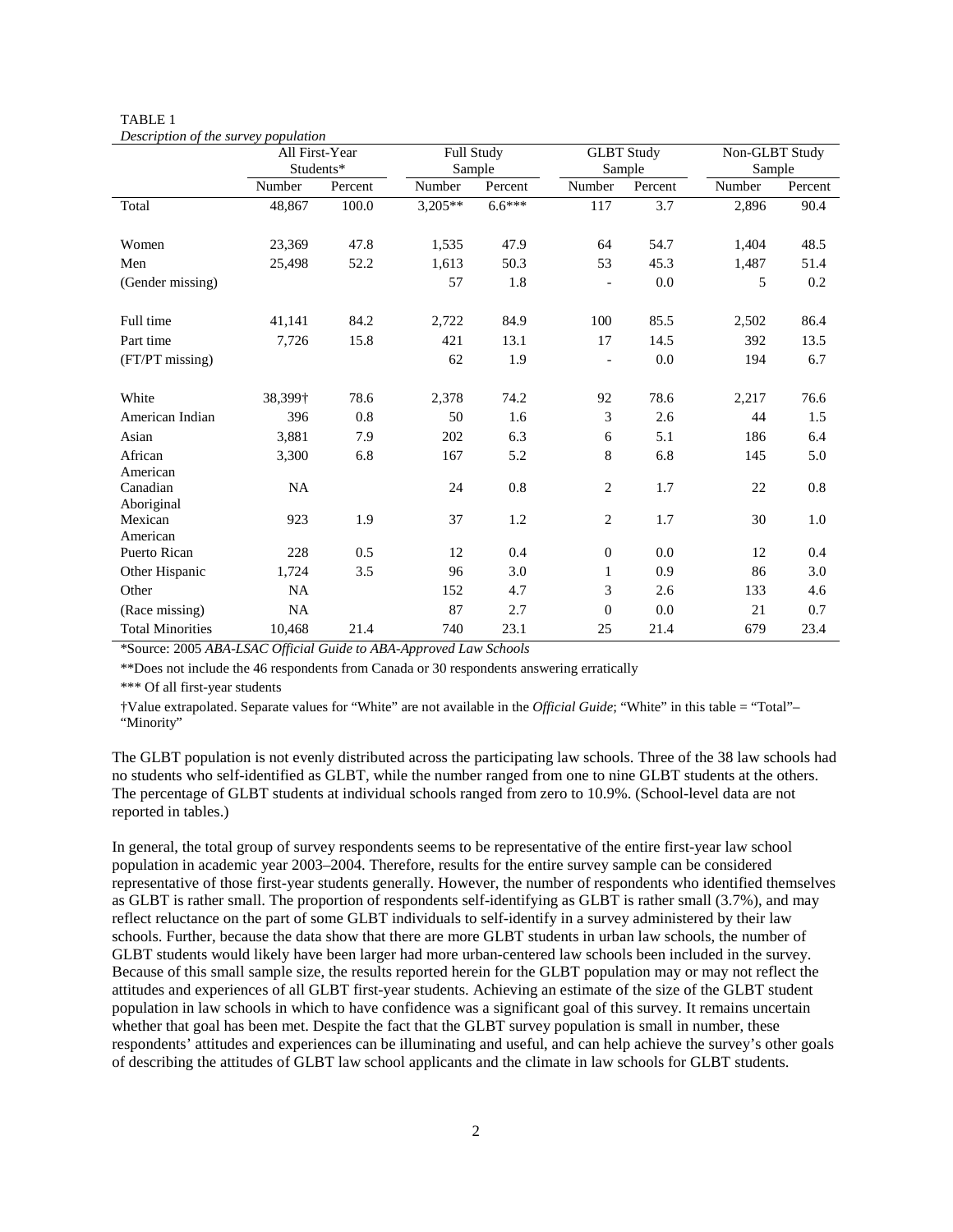TABLE 1

*Description of the survey population*

| | All First-Year Students* | | Full Study Sample | | GLBT Study Sample | | Non-GLBT Study Sample | |
|---|---|---|---|---|---|---|---|---|
| | Number | Percent | Number | Percent | Number | Percent | Number | Percent |
| Total | 48,867 | 100.0 | 3,205** | 6.6*** | 117 | 3.7 | 2,896 | 90.4 |
| Women | 23,369 | 47.8 | 1,535 | 47.9 | 64 | 54.7 | 1,404 | 48.5 |
| Men | 25,498 | 52.2 | 1,613 | 50.3 | 53 | 45.3 | 1,487 | 51.4 |
| (Gender missing) | | | 57 | 1.8 | - | 0.0 | 5 | 0.2 |
| Full time | 41,141 | 84.2 | 2,722 | 84.9 | 100 | 85.5 | 2,502 | 86.4 |
| Part time | 7,726 | 15.8 | 421 | 13.1 | 17 | 14.5 | 392 | 13.5 |
| (FT/PT missing) | | | 62 | 1.9 | - | 0.0 | 194 | 6.7 |
| White | 38,399† | 78.6 | 2,378 | 74.2 | 92 | 78.6 | 2,217 | 76.6 |
| American Indian | 396 | 0.8 | 50 | 1.6 | 3 | 2.6 | 44 | 1.5 |
| Asian | 3,881 | 7.9 | 202 | 6.3 | 6 | 5.1 | 186 | 6.4 |
| African American | 3,300 | 6.8 | 167 | 5.2 | 8 | 6.8 | 145 | 5.0 |
| Canadian Aboriginal | NA | | 24 | 0.8 | 2 | 1.7 | 22 | 0.8 |
| Mexican American | 923 | 1.9 | 37 | 1.2 | 2 | 1.7 | 30 | 1.0 |
| Puerto Rican | 228 | 0.5 | 12 | 0.4 | 0 | 0.0 | 12 | 0.4 |
| Other Hispanic | 1,724 | 3.5 | 96 | 3.0 | 1 | 0.9 | 86 | 3.0 |
| Other | NA | | 152 | 4.7 | 3 | 2.6 | 133 | 4.6 |
| (Race missing) | NA | | 87 | 2.7 | 0 | 0.0 | 21 | 0.7 |
| Total Minorities | 10,468 | 21.4 | 740 | 23.1 | 25 | 21.4 | 679 | 23.4 |

*Source: 2005 *ABA-LSAC Official Guide to ABA-Approved Law Schools*

**Does not include the 46 respondents from Canada or 30 respondents answering erratically

*** Of all first-year students

†Value extrapolated. Separate values for "White" are not available in the *Official Guide*; "White" in this table = "Total"–"Minority"

The GLBT population is not evenly distributed across the participating law schools. Three of the 38 law schools had no students who self-identified as GLBT, while the number ranged from one to nine GLBT students at the others. The percentage of GLBT students at individual schools ranged from zero to 10.9%. (School-level data are not reported in tables.)

In general, the total group of survey respondents seems to be representative of the entire first-year law school population in academic year 2003–2004. Therefore, results for the entire survey sample can be considered representative of those first-year students generally. However, the number of respondents who identified themselves as GLBT is rather small. The proportion of respondents self-identifying as GLBT is rather small (3.7%), and may reflect reluctance on the part of some GLBT individuals to self-identify in a survey administered by their law schools. Further, because the data show that there are more GLBT students in urban law schools, the number of GLBT students would likely have been larger had more urban-centered law schools been included in the survey. Because of this small sample size, the results reported herein for the GLBT population may or may not reflect the attitudes and experiences of all GLBT first-year students. Achieving an estimate of the size of the GLBT student population in law schools in which to have confidence was a significant goal of this survey. It remains uncertain whether that goal has been met. Despite the fact that the GLBT survey population is small in number, these respondents' attitudes and experiences can be illuminating and useful, and can help achieve the survey's other goals of describing the attitudes of GLBT law school applicants and the climate in law schools for GLBT students.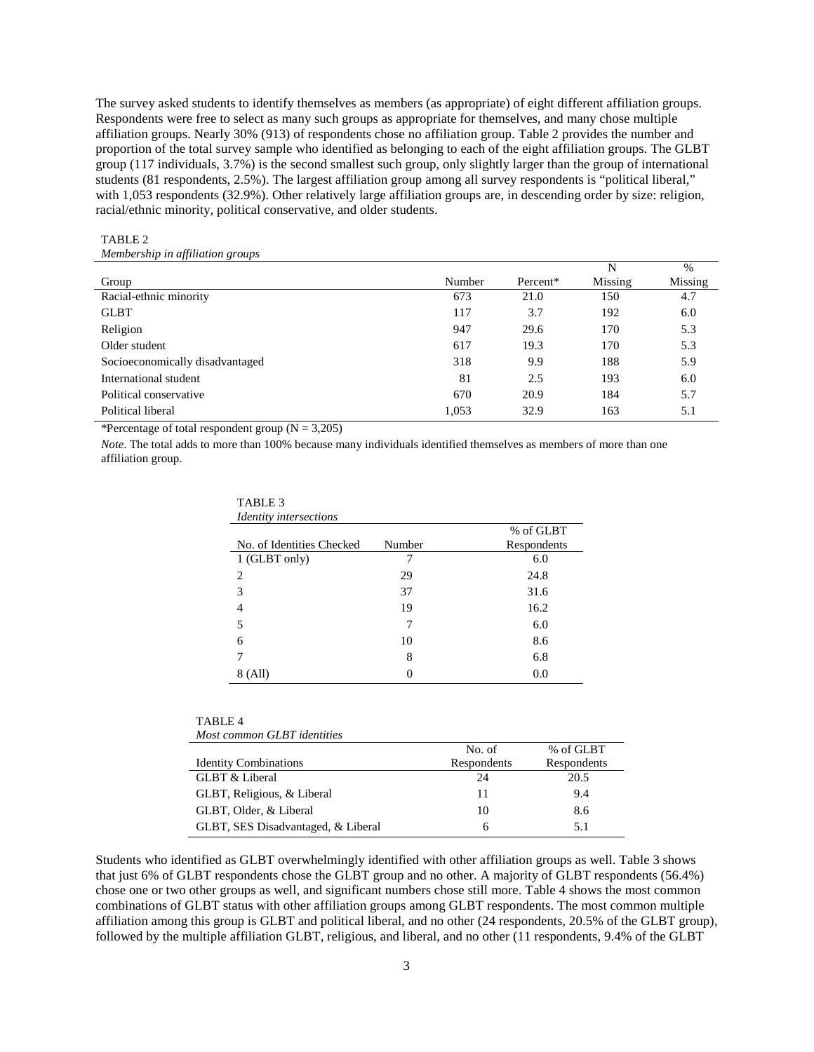The survey asked students to identify themselves as members (as appropriate) of eight different affiliation groups. Respondents were free to select as many such groups as appropriate for themselves, and many chose multiple affiliation groups. Nearly 30% (913) of respondents chose no affiliation group. Table 2 provides the number and proportion of the total survey sample who identified as belonging to each of the eight affiliation groups. The GLBT group (117 individuals, 3.7%) is the second smallest such group, only slightly larger than the group of international students (81 respondents, 2.5%). The largest affiliation group among all survey respondents is "political liberal," with 1,053 respondents (32.9%). Other relatively large affiliation groups are, in descending order by size: religion, racial/ethnic minority, political conservative, and older students.

TABLE 2
*Membership in affiliation groups*

| Group | Number | Percent* | N Missing | % Missing |
|---|---|---|---|---|
| Racial-ethnic minority | 673 | 21.0 | 150 | 4.7 |
| GLBT | 117 | 3.7 | 192 | 6.0 |
| Religion | 947 | 29.6 | 170 | 5.3 |
| Older student | 617 | 19.3 | 170 | 5.3 |
| Socioeconomically disadvantaged | 318 | 9.9 | 188 | 5.9 |
| International student | 81 | 2.5 | 193 | 6.0 |
| Political conservative | 670 | 20.9 | 184 | 5.7 |
| Political liberal | 1,053 | 32.9 | 163 | 5.1 |

*Percentage of total respondent group (N = 3,205)

*Note*. The total adds to more than 100% because many individuals identified themselves as members of more than one affiliation group.

TABLE 3
*Identity intersections*

| No. of Identities Checked | Number | % of GLBT Respondents |
|---|---|---|
| 1 (GLBT only) | 7 | 6.0 |
| 2 | 29 | 24.8 |
| 3 | 37 | 31.6 |
| 4 | 19 | 16.2 |
| 5 | 7 | 6.0 |
| 6 | 10 | 8.6 |
| 7 | 8 | 6.8 |
| 8 (All) | 0 | 0.0 |

TABLE 4
*Most common GLBT identities*

| Identity Combinations | No. of Respondents | % of GLBT Respondents |
|---|---|---|
| GLBT & Liberal | 24 | 20.5 |
| GLBT, Religious, & Liberal | 11 | 9.4 |
| GLBT, Older, & Liberal | 10 | 8.6 |
| GLBT, SES Disadvantaged, & Liberal | 6 | 5.1 |

Students who identified as GLBT overwhelmingly identified with other affiliation groups as well. Table 3 shows that just 6% of GLBT respondents chose the GLBT group and no other. A majority of GLBT respondents (56.4%) chose one or two other groups as well, and significant numbers chose still more. Table 4 shows the most common combinations of GLBT status with other affiliation groups among GLBT respondents. The most common multiple affiliation among this group is GLBT and political liberal, and no other (24 respondents, 20.5% of the GLBT group), followed by the multiple affiliation GLBT, religious, and liberal, and no other (11 respondents, 9.4% of the GLBT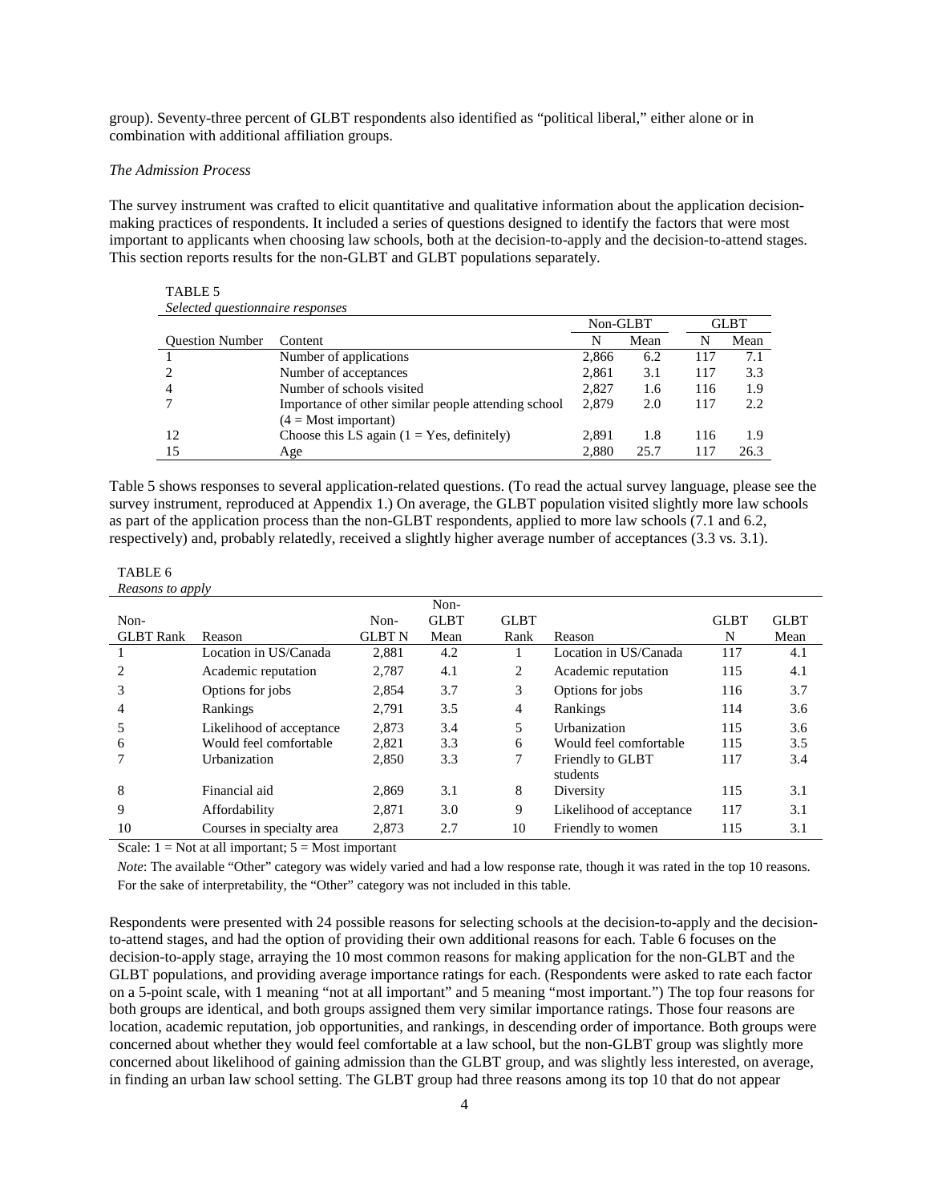group). Seventy-three percent of GLBT respondents also identified as "political liberal," either alone or in combination with additional affiliation groups.

*The Admission Process*

The survey instrument was crafted to elicit quantitative and qualitative information about the application decision-making practices of respondents. It included a series of questions designed to identify the factors that were most important to applicants when choosing law schools, both at the decision-to-apply and the decision-to-attend stages. This section reports results for the non-GLBT and GLBT populations separately.

TABLE 5
*Selected questionnaire responses*

| | | Non-GLBT | | GLBT | |
|---|---|---|---|---|---|
| Question Number | Content | N | Mean | N | Mean |
| 1 | Number of applications | 2,866 | 6.2 | 117 | 7.1 |
| 2 | Number of acceptances | 2,861 | 3.1 | 117 | 3.3 |
| 4 | Number of schools visited | 2,827 | 1.6 | 116 | 1.9 |
| 7 | Importance of other similar people attending school (4 = Most important) | 2,879 | 2.0 | 117 | 2.2 |
| 12 | Choose this LS again (1 = Yes, definitely) | 2,891 | 1.8 | 116 | 1.9 |
| 15 | Age | 2,880 | 25.7 | 117 | 26.3 |

Table 5 shows responses to several application-related questions. (To read the actual survey language, please see the survey instrument, reproduced at Appendix 1.) On average, the GLBT population visited slightly more law schools as part of the application process than the non-GLBT respondents, applied to more law schools (7.1 and 6.2, respectively) and, probably relatedly, received a slightly higher average number of acceptances (3.3 vs. 3.1).

TABLE 6
*Reasons to apply*

| Non-GLBT Rank | Reason | Non-GLBT N | Non-GLBT Mean | GLBT Rank | Reason | GLBT N | GLBT Mean |
|---|---|---|---|---|---|---|---|
| 1 | Location in US/Canada | 2,881 | 4.2 | 1 | Location in US/Canada | 117 | 4.1 |
| 2 | Academic reputation | 2,787 | 4.1 | 2 | Academic reputation | 115 | 4.1 |
| 3 | Options for jobs | 2,854 | 3.7 | 3 | Options for jobs | 116 | 3.7 |
| 4 | Rankings | 2,791 | 3.5 | 4 | Rankings | 114 | 3.6 |
| 5 | Likelihood of acceptance | 2,873 | 3.4 | 5 | Urbanization | 115 | 3.6 |
| 6 | Would feel comfortable | 2,821 | 3.3 | 6 | Would feel comfortable | 115 | 3.5 |
| 7 | Urbanization | 2,850 | 3.3 | 7 | Friendly to GLBT students | 117 | 3.4 |
| 8 | Financial aid | 2,869 | 3.1 | 8 | Diversity | 115 | 3.1 |
| 9 | Affordability | 2,871 | 3.0 | 9 | Likelihood of acceptance | 117 | 3.1 |
| 10 | Courses in specialty area | 2,873 | 2.7 | 10 | Friendly to women | 115 | 3.1 |

Scale: 1 = Not at all important; 5 = Most important

*Note*: The available "Other" category was widely varied and had a low response rate, though it was rated in the top 10 reasons. For the sake of interpretability, the "Other" category was not included in this table.

Respondents were presented with 24 possible reasons for selecting schools at the decision-to-apply and the decision-to-attend stages, and had the option of providing their own additional reasons for each. Table 6 focuses on the decision-to-apply stage, arraying the 10 most common reasons for making application for the non-GLBT and the GLBT populations, and providing average importance ratings for each. (Respondents were asked to rate each factor on a 5-point scale, with 1 meaning "not at all important" and 5 meaning "most important.") The top four reasons for both groups are identical, and both groups assigned them very similar importance ratings. Those four reasons are location, academic reputation, job opportunities, and rankings, in descending order of importance. Both groups were concerned about whether they would feel comfortable at a law school, but the non-GLBT group was slightly more concerned about likelihood of gaining admission than the GLBT group, and was slightly less interested, on average, in finding an urban law school setting. The GLBT group had three reasons among its top 10 that do not appear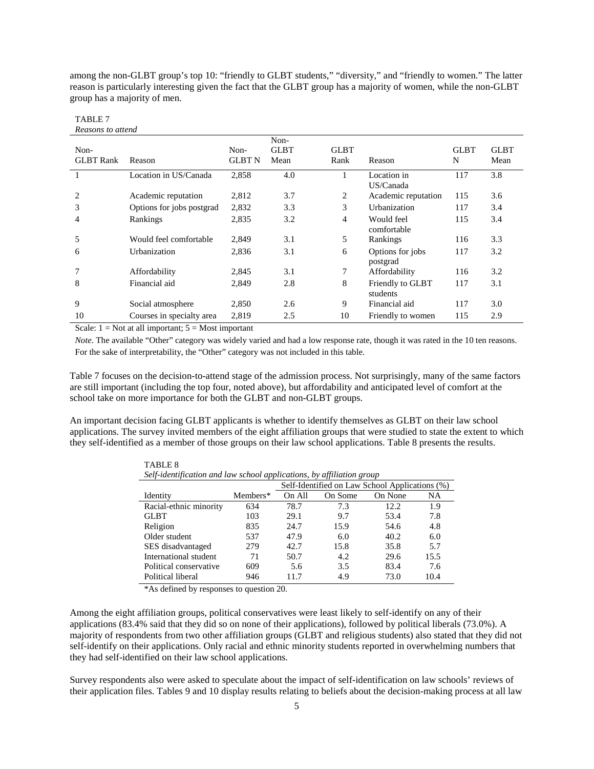among the non-GLBT group's top 10: "friendly to GLBT students," "diversity," and "friendly to women." The latter reason is particularly interesting given the fact that the GLBT group has a majority of women, while the non-GLBT group has a majority of men.

TABLE 7
*Reasons to attend*

| Non-GLBT Rank | Reason | Non-GLBT N | Non-GLBT Mean | GLBT Rank | Reason | GLBT N | GLBT Mean |
|---|---|---|---|---|---|---|---|
| 1 | Location in US/Canada | 2,858 | 4.0 | 1 | Location in US/Canada | 117 | 3.8 |
| 2 | Academic reputation | 2,812 | 3.7 | 2 | Academic reputation | 115 | 3.6 |
| 3 | Options for jobs postgrad | 2,832 | 3.3 | 3 | Urbanization | 117 | 3.4 |
| 4 | Rankings | 2,835 | 3.2 | 4 | Would feel comfortable | 115 | 3.4 |
| 5 | Would feel comfortable | 2,849 | 3.1 | 5 | Rankings | 116 | 3.3 |
| 6 | Urbanization | 2,836 | 3.1 | 6 | Options for jobs postgrad | 117 | 3.2 |
| 7 | Affordability | 2,845 | 3.1 | 7 | Affordability | 116 | 3.2 |
| 8 | Financial aid | 2,849 | 2.8 | 8 | Friendly to GLBT students | 117 | 3.1 |
| 9 | Social atmosphere | 2,850 | 2.6 | 9 | Financial aid | 117 | 3.0 |
| 10 | Courses in specialty area | 2,819 | 2.5 | 10 | Friendly to women | 115 | 2.9 |

Scale: 1 = Not at all important; 5 = Most important

*Note*. The available "Other" category was widely varied and had a low response rate, though it was rated in the 10 ten reasons. For the sake of interpretability, the "Other" category was not included in this table.

Table 7 focuses on the decision-to-attend stage of the admission process. Not surprisingly, many of the same factors are still important (including the top four, noted above), but affordability and anticipated level of comfort at the school take on more importance for both the GLBT and non-GLBT groups.

An important decision facing GLBT applicants is whether to identify themselves as GLBT on their law school applications. The survey invited members of the eight affiliation groups that were studied to state the extent to which they self-identified as a member of those groups on their law school applications. Table 8 presents the results.

TABLE 8
*Self-identification and law school applications, by affiliation group*

| | | Self-Identified on Law School Applications (%) | | | |
|---|---|---|---|---|---|
| Identity | Members* | On All | On Some | On None | NA |
| Racial-ethnic minority | 634 | 78.7 | 7.3 | 12.2 | 1.9 |
| GLBT | 103 | 29.1 | 9.7 | 53.4 | 7.8 |
| Religion | 835 | 24.7 | 15.9 | 54.6 | 4.8 |
| Older student | 537 | 47.9 | 6.0 | 40.2 | 6.0 |
| SES disadvantaged | 279 | 42.7 | 15.8 | 35.8 | 5.7 |
| International student | 71 | 50.7 | 4.2 | 29.6 | 15.5 |
| Political conservative | 609 | 5.6 | 3.5 | 83.4 | 7.6 |
| Political liberal | 946 | 11.7 | 4.9 | 73.0 | 10.4 |

*As defined by responses to question 20.

Among the eight affiliation groups, political conservatives were least likely to self-identify on any of their applications (83.4% said that they did so on none of their applications), followed by political liberals (73.0%). A majority of respondents from two other affiliation groups (GLBT and religious students) also stated that they did not self-identify on their applications. Only racial and ethnic minority students reported in overwhelming numbers that they had self-identified on their law school applications.

Survey respondents also were asked to speculate about the impact of self-identification on law schools' reviews of their application files. Tables 9 and 10 display results relating to beliefs about the decision-making process at all law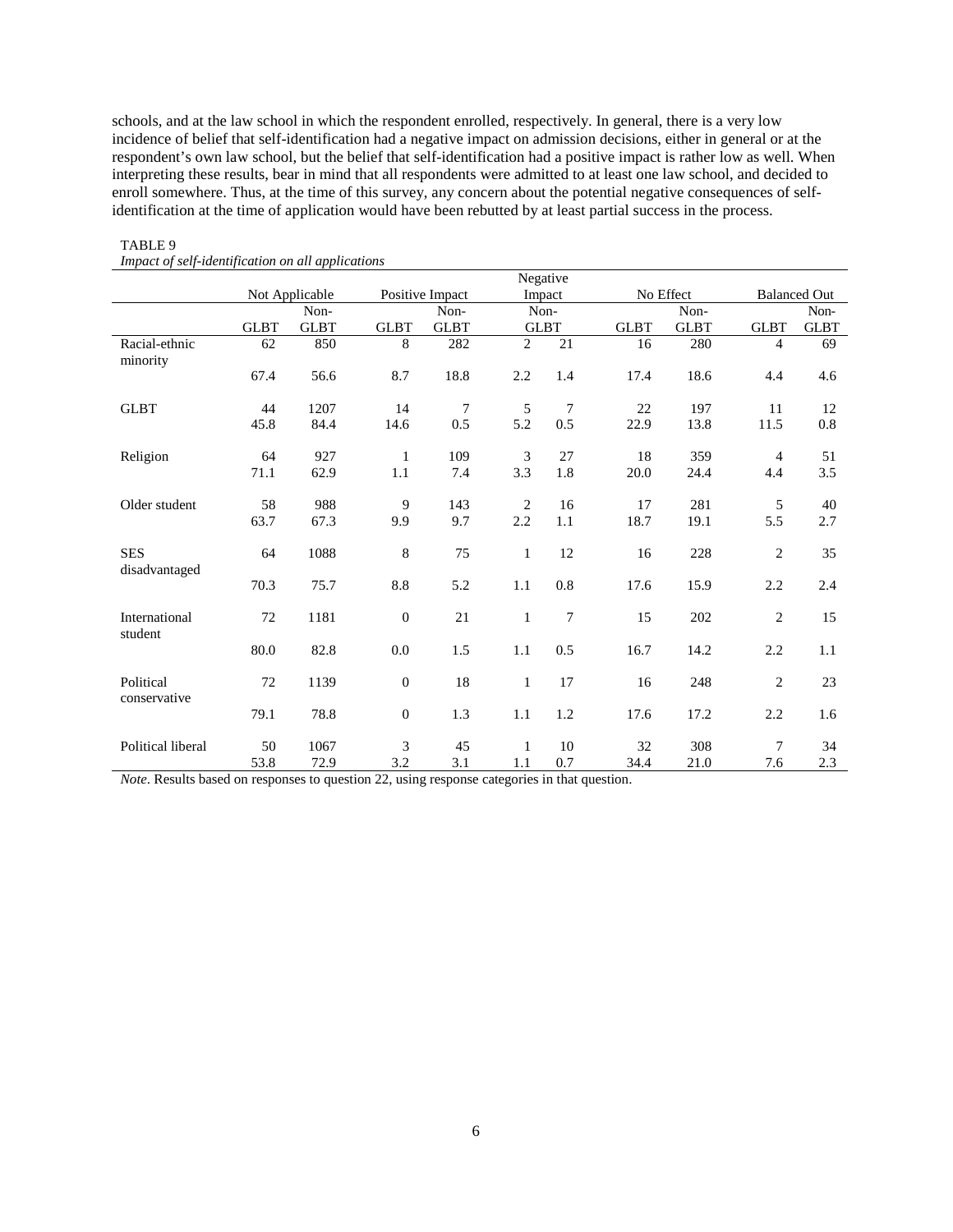schools, and at the law school in which the respondent enrolled, respectively. In general, there is a very low incidence of belief that self-identification had a negative impact on admission decisions, either in general or at the respondent's own law school, but the belief that self-identification had a positive impact is rather low as well. When interpreting these results, bear in mind that all respondents were admitted to at least one law school, and decided to enroll somewhere. Thus, at the time of this survey, any concern about the potential negative consequences of self-identification at the time of application would have been rebutted by at least partial success in the process.

TABLE 9
*Impact of self-identification on all applications*

| | Not Applicable | | Positive Impact | | Negative Impact | | No Effect | | Balanced Out | |
|---|---|---|---|---|---|---|---|---|---|---|
| | GLBT | Non-GLBT | GLBT | Non-GLBT | GLBT | Non-GLBT | GLBT | Non-GLBT | GLBT | Non-GLBT |
| Racial-ethnic minority | 62 | 850 | 8 | 282 | 2 | 21 | 16 | 280 | 4 | 69 |
| | 67.4 | 56.6 | 8.7 | 18.8 | 2.2 | 1.4 | 17.4 | 18.6 | 4.4 | 4.6 |
| GLBT | 44 | 1207 | 14 | 7 | 5 | 7 | 22 | 197 | 11 | 12 |
| | 45.8 | 84.4 | 14.6 | 0.5 | 5.2 | 0.5 | 22.9 | 13.8 | 11.5 | 0.8 |
| Religion | 64 | 927 | 1 | 109 | 3 | 27 | 18 | 359 | 4 | 51 |
| | 71.1 | 62.9 | 1.1 | 7.4 | 3.3 | 1.8 | 20.0 | 24.4 | 4.4 | 3.5 |
| Older student | 58 | 988 | 9 | 143 | 2 | 16 | 17 | 281 | 5 | 40 |
| | 63.7 | 67.3 | 9.9 | 9.7 | 2.2 | 1.1 | 18.7 | 19.1 | 5.5 | 2.7 |
| SES disadvantaged | 64 | 1088 | 8 | 75 | 1 | 12 | 16 | 228 | 2 | 35 |
| | 70.3 | 75.7 | 8.8 | 5.2 | 1.1 | 0.8 | 17.6 | 15.9 | 2.2 | 2.4 |
| International student | 72 | 1181 | 0 | 21 | 1 | 7 | 15 | 202 | 2 | 15 |
| | 80.0 | 82.8 | 0.0 | 1.5 | 1.1 | 0.5 | 16.7 | 14.2 | 2.2 | 1.1 |
| Political conservative | 72 | 1139 | 0 | 18 | 1 | 17 | 16 | 248 | 2 | 23 |
| | 79.1 | 78.8 | 0 | 1.3 | 1.1 | 1.2 | 17.6 | 17.2 | 2.2 | 1.6 |
| Political liberal | 50 | 1067 | 3 | 45 | 1 | 10 | 32 | 308 | 7 | 34 |
| | 53.8 | 72.9 | 3.2 | 3.1 | 1.1 | 0.7 | 34.4 | 21.0 | 7.6 | 2.3 |

*Note*. Results based on responses to question 22, using response categories in that question.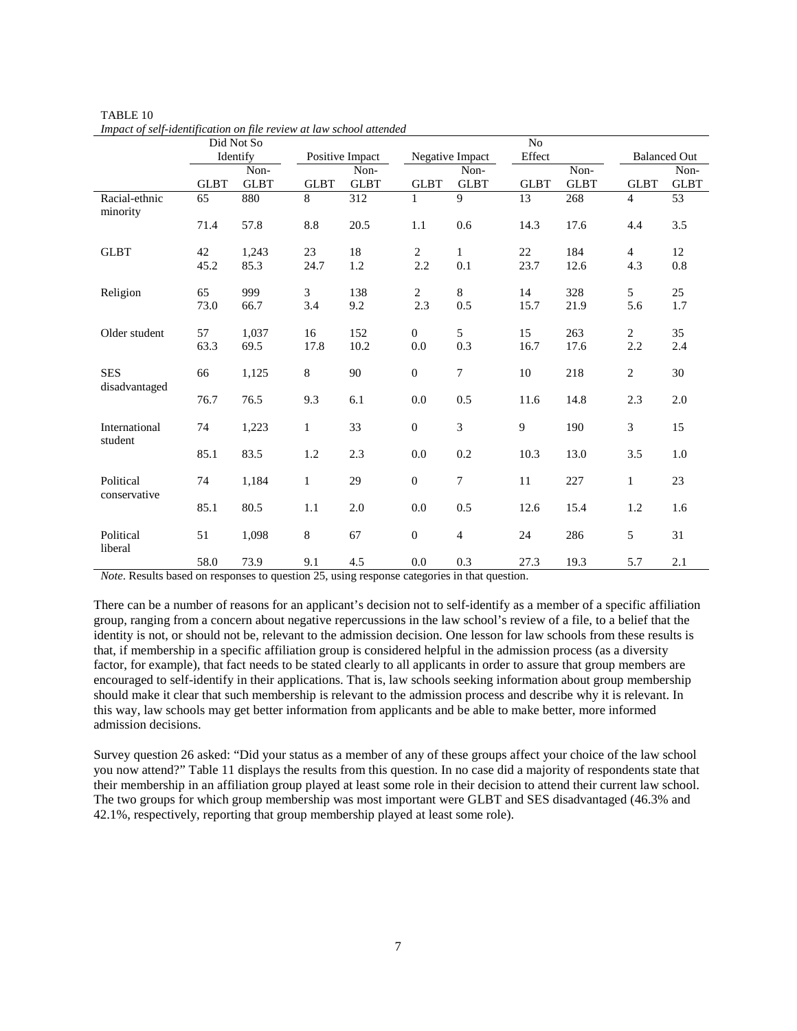TABLE 10

*Impact of self-identification on file review at law school attended*

| | Did Not So Identify | | Positive Impact | | Negative Impact | | No Effect | | Balanced Out | |
|---|---|---|---|---|---|---|---|---|---|---|
| | GLBT | Non-GLBT | GLBT | Non-GLBT | GLBT | Non-GLBT | GLBT | Non-GLBT | GLBT | Non-GLBT |
| Racial-ethnic minority | 65 | 880 | 8 | 312 | 1 | 9 | 13 | 268 | 4 | 53 |
| | 71.4 | 57.8 | 8.8 | 20.5 | 1.1 | 0.6 | 14.3 | 17.6 | 4.4 | 3.5 |
| GLBT | 42 | 1,243 | 23 | 18 | 2 | 1 | 22 | 184 | 4 | 12 |
| | 45.2 | 85.3 | 24.7 | 1.2 | 2.2 | 0.1 | 23.7 | 12.6 | 4.3 | 0.8 |
| Religion | 65 | 999 | 3 | 138 | 2 | 8 | 14 | 328 | 5 | 25 |
| | 73.0 | 66.7 | 3.4 | 9.2 | 2.3 | 0.5 | 15.7 | 21.9 | 5.6 | 1.7 |
| Older student | 57 | 1,037 | 16 | 152 | 0 | 5 | 15 | 263 | 2 | 35 |
| | 63.3 | 69.5 | 17.8 | 10.2 | 0.0 | 0.3 | 16.7 | 17.6 | 2.2 | 2.4 |
| SES disadvantaged | 66 | 1,125 | 8 | 90 | 0 | 7 | 10 | 218 | 2 | 30 |
| | 76.7 | 76.5 | 9.3 | 6.1 | 0.0 | 0.5 | 11.6 | 14.8 | 2.3 | 2.0 |
| International student | 74 | 1,223 | 1 | 33 | 0 | 3 | 9 | 190 | 3 | 15 |
| | 85.1 | 83.5 | 1.2 | 2.3 | 0.0 | 0.2 | 10.3 | 13.0 | 3.5 | 1.0 |
| Political conservative | 74 | 1,184 | 1 | 29 | 0 | 7 | 11 | 227 | 1 | 23 |
| | 85.1 | 80.5 | 1.1 | 2.0 | 0.0 | 0.5 | 12.6 | 15.4 | 1.2 | 1.6 |
| Political liberal | 51 | 1,098 | 8 | 67 | 0 | 4 | 24 | 286 | 5 | 31 |
| | 58.0 | 73.9 | 9.1 | 4.5 | 0.0 | 0.3 | 27.3 | 19.3 | 5.7 | 2.1 |

*Note*. Results based on responses to question 25, using response categories in that question.

There can be a number of reasons for an applicant's decision not to self-identify as a member of a specific affiliation group, ranging from a concern about negative repercussions in the law school's review of a file, to a belief that the identity is not, or should not be, relevant to the admission decision. One lesson for law schools from these results is that, if membership in a specific affiliation group is considered helpful in the admission process (as a diversity factor, for example), that fact needs to be stated clearly to all applicants in order to assure that group members are encouraged to self-identify in their applications. That is, law schools seeking information about group membership should make it clear that such membership is relevant to the admission process and describe why it is relevant. In this way, law schools may get better information from applicants and be able to make better, more informed admission decisions.

Survey question 26 asked: "Did your status as a member of any of these groups affect your choice of the law school you now attend?" Table 11 displays the results from this question. In no case did a majority of respondents state that their membership in an affiliation group played at least some role in their decision to attend their current law school. The two groups for which group membership was most important were GLBT and SES disadvantaged (46.3% and 42.1%, respectively, reporting that group membership played at least some role).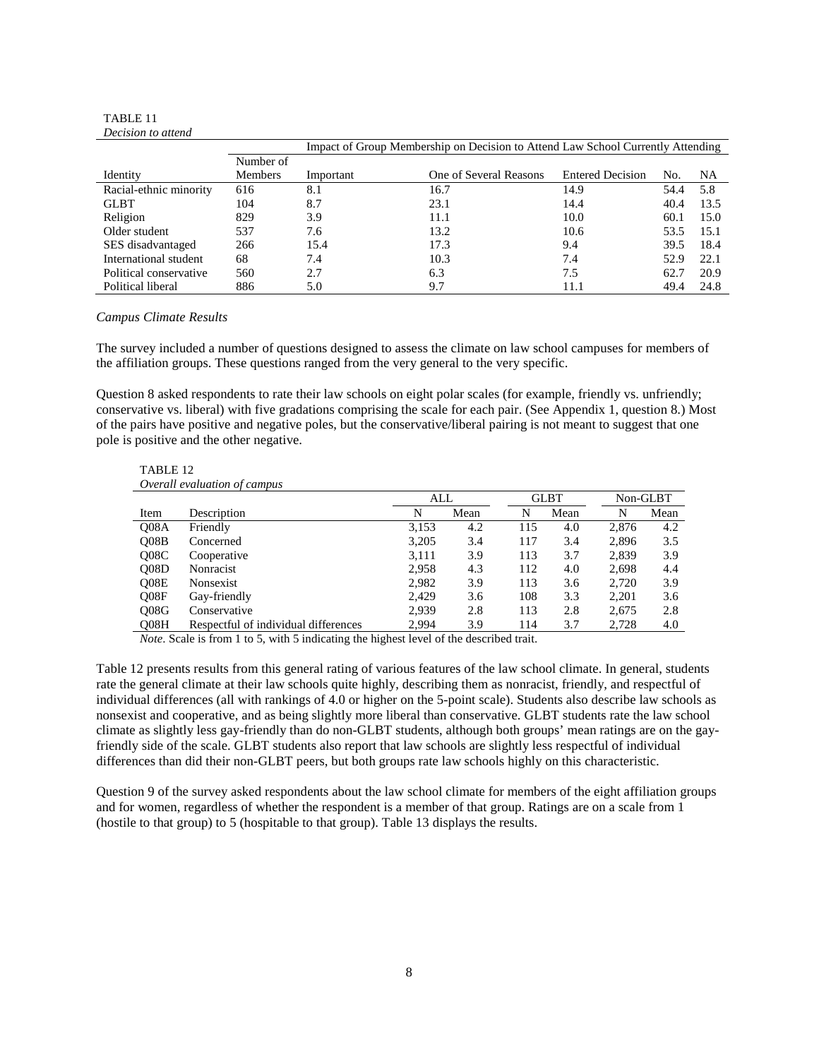TABLE 11

*Decision to attend*

| Identity | Number of Members | Impact of Group Membership on Decision to Attend Law School Currently Attending | | | | |
|---|---|---|---|---|---|---|
| | | Important | One of Several Reasons | Entered Decision | No. | NA |
| Racial-ethnic minority | 616 | 8.1 | 16.7 | 14.9 | 54.4 | 5.8 |
| GLBT | 104 | 8.7 | 23.1 | 14.4 | 40.4 | 13.5 |
| Religion | 829 | 3.9 | 11.1 | 10.0 | 60.1 | 15.0 |
| Older student | 537 | 7.6 | 13.2 | 10.6 | 53.5 | 15.1 |
| SES disadvantaged | 266 | 15.4 | 17.3 | 9.4 | 39.5 | 18.4 |
| International student | 68 | 7.4 | 10.3 | 7.4 | 52.9 | 22.1 |
| Political conservative | 560 | 2.7 | 6.3 | 7.5 | 62.7 | 20.9 |
| Political liberal | 886 | 5.0 | 9.7 | 11.1 | 49.4 | 24.8 |

*Campus Climate Results*

The survey included a number of questions designed to assess the climate on law school campuses for members of the affiliation groups. These questions ranged from the very general to the very specific.

Question 8 asked respondents to rate their law schools on eight polar scales (for example, friendly vs. unfriendly; conservative vs. liberal) with five gradations comprising the scale for each pair. (See Appendix 1, question 8.) Most of the pairs have positive and negative poles, but the conservative/liberal pairing is not meant to suggest that one pole is positive and the other negative.

TABLE 12

*Overall evaluation of campus*

| Item | Description | ALL | | GLBT | | Non-GLBT | |
|---|---|---|---|---|---|---|---|
| | | N | Mean | N | Mean | N | Mean |
| Q08A | Friendly | 3,153 | 4.2 | 115 | 4.0 | 2,876 | 4.2 |
| Q08B | Concerned | 3,205 | 3.4 | 117 | 3.4 | 2,896 | 3.5 |
| Q08C | Cooperative | 3,111 | 3.9 | 113 | 3.7 | 2,839 | 3.9 |
| Q08D | Nonracist | 2,958 | 4.3 | 112 | 4.0 | 2,698 | 4.4 |
| Q08E | Nonsexist | 2,982 | 3.9 | 113 | 3.6 | 2,720 | 3.9 |
| Q08F | Gay-friendly | 2,429 | 3.6 | 108 | 3.3 | 2,201 | 3.6 |
| Q08G | Conservative | 2,939 | 2.8 | 113 | 2.8 | 2,675 | 2.8 |
| Q08H | Respectful of individual differences | 2,994 | 3.9 | 114 | 3.7 | 2,728 | 4.0 |

*Note*. Scale is from 1 to 5, with 5 indicating the highest level of the described trait.

Table 12 presents results from this general rating of various features of the law school climate. In general, students rate the general climate at their law schools quite highly, describing them as nonracist, friendly, and respectful of individual differences (all with rankings of 4.0 or higher on the 5-point scale). Students also describe law schools as nonsexist and cooperative, and as being slightly more liberal than conservative. GLBT students rate the law school climate as slightly less gay-friendly than do non-GLBT students, although both groups' mean ratings are on the gay-friendly side of the scale. GLBT students also report that law schools are slightly less respectful of individual differences than did their non-GLBT peers, but both groups rate law schools highly on this characteristic.

Question 9 of the survey asked respondents about the law school climate for members of the eight affiliation groups and for women, regardless of whether the respondent is a member of that group. Ratings are on a scale from 1 (hostile to that group) to 5 (hospitable to that group). Table 13 displays the results.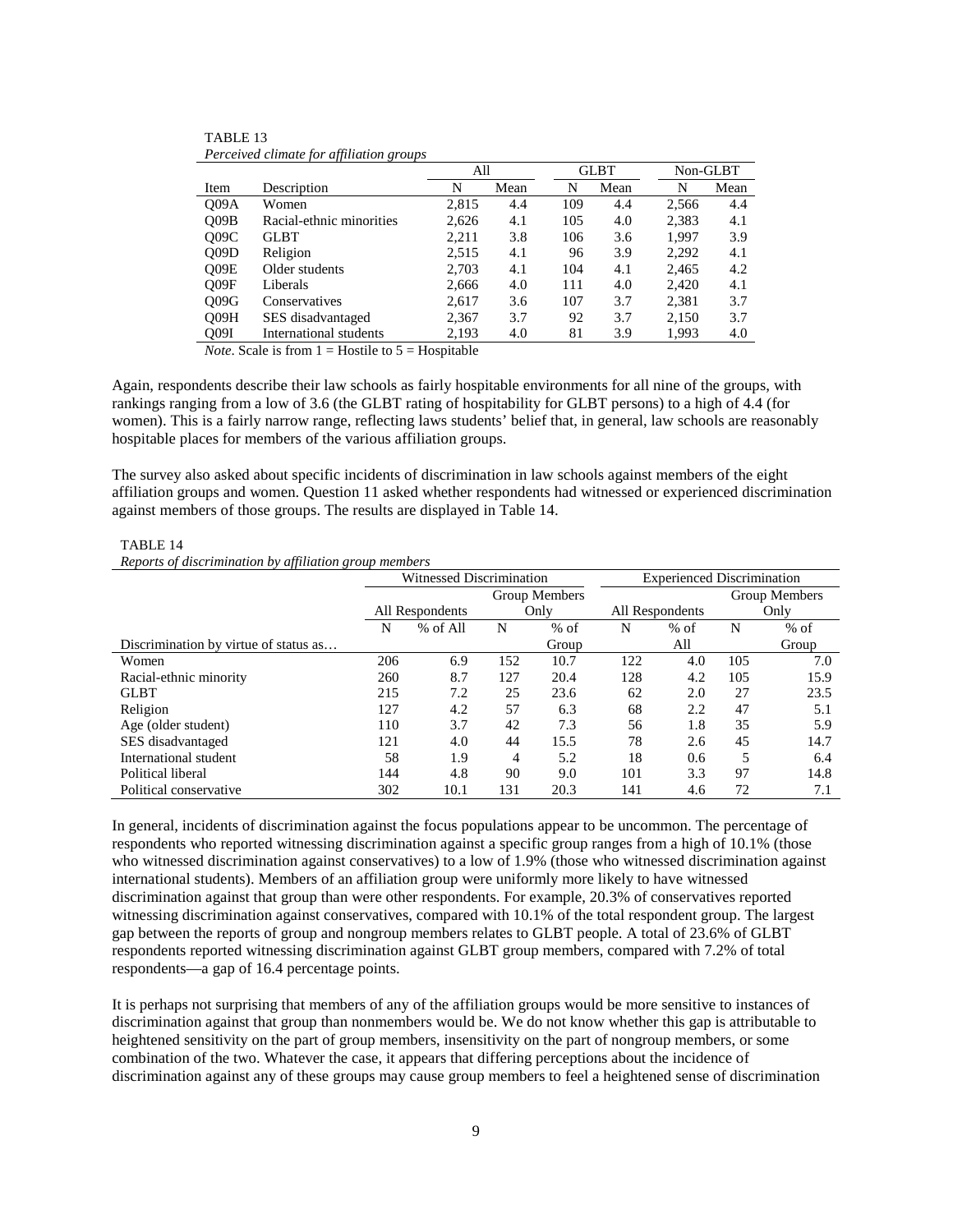TABLE 13

*Perceived climate for affiliation groups*

| Item | Description | All N | All Mean | GLBT N | GLBT Mean | Non-GLBT N | Non-GLBT Mean |
|---|---|---|---|---|---|---|---|
| Q09A | Women | 2,815 | 4.4 | 109 | 4.4 | 2,566 | 4.4 |
| Q09B | Racial-ethnic minorities | 2,626 | 4.1 | 105 | 4.0 | 2,383 | 4.1 |
| Q09C | GLBT | 2,211 | 3.8 | 106 | 3.6 | 1,997 | 3.9 |
| Q09D | Religion | 2,515 | 4.1 | 96 | 3.9 | 2,292 | 4.1 |
| Q09E | Older students | 2,703 | 4.1 | 104 | 4.1 | 2,465 | 4.2 |
| Q09F | Liberals | 2,666 | 4.0 | 111 | 4.0 | 2,420 | 4.1 |
| Q09G | Conservatives | 2,617 | 3.6 | 107 | 3.7 | 2,381 | 3.7 |
| Q09H | SES disadvantaged | 2,367 | 3.7 | 92 | 3.7 | 2,150 | 3.7 |
| Q09I | International students | 2,193 | 4.0 | 81 | 3.9 | 1,993 | 4.0 |

*Note*. Scale is from 1 = Hostile to 5 = Hospitable

Again, respondents describe their law schools as fairly hospitable environments for all nine of the groups, with rankings ranging from a low of 3.6 (the GLBT rating of hospitability for GLBT persons) to a high of 4.4 (for women). This is a fairly narrow range, reflecting laws students' belief that, in general, law schools are reasonably hospitable places for members of the various affiliation groups.

The survey also asked about specific incidents of discrimination in law schools against members of the eight affiliation groups and women. Question 11 asked whether respondents had witnessed or experienced discrimination against members of those groups. The results are displayed in Table 14.

TABLE 14

*Reports of discrimination by affiliation group members*

| | Witnessed Discrimination | | | | Experienced Discrimination | | | |
|---|---|---|---|---|---|---|---|---|
| | All Respondents | | Group Members Only | | All Respondents | | Group Members Only | |
| Discrimination by virtue of status as… | N | % of All | N | % of Group | N | % of All | N | % of Group |
| Women | 206 | 6.9 | 152 | 10.7 | 122 | 4.0 | 105 | 7.0 |
| Racial-ethnic minority | 260 | 8.7 | 127 | 20.4 | 128 | 4.2 | 105 | 15.9 |
| GLBT | 215 | 7.2 | 25 | 23.6 | 62 | 2.0 | 27 | 23.5 |
| Religion | 127 | 4.2 | 57 | 6.3 | 68 | 2.2 | 47 | 5.1 |
| Age (older student) | 110 | 3.7 | 42 | 7.3 | 56 | 1.8 | 35 | 5.9 |
| SES disadvantaged | 121 | 4.0 | 44 | 15.5 | 78 | 2.6 | 45 | 14.7 |
| International student | 58 | 1.9 | 4 | 5.2 | 18 | 0.6 | 5 | 6.4 |
| Political liberal | 144 | 4.8 | 90 | 9.0 | 101 | 3.3 | 97 | 14.8 |
| Political conservative | 302 | 10.1 | 131 | 20.3 | 141 | 4.6 | 72 | 7.1 |

In general, incidents of discrimination against the focus populations appear to be uncommon. The percentage of respondents who reported witnessing discrimination against a specific group ranges from a high of 10.1% (those who witnessed discrimination against conservatives) to a low of 1.9% (those who witnessed discrimination against international students). Members of an affiliation group were uniformly more likely to have witnessed discrimination against that group than were other respondents. For example, 20.3% of conservatives reported witnessing discrimination against conservatives, compared with 10.1% of the total respondent group. The largest gap between the reports of group and nongroup members relates to GLBT people. A total of 23.6% of GLBT respondents reported witnessing discrimination against GLBT group members, compared with 7.2% of total respondents—a gap of 16.4 percentage points.

It is perhaps not surprising that members of any of the affiliation groups would be more sensitive to instances of discrimination against that group than nonmembers would be. We do not know whether this gap is attributable to heightened sensitivity on the part of group members, insensitivity on the part of nongroup members, or some combination of the two. Whatever the case, it appears that differing perceptions about the incidence of discrimination against any of these groups may cause group members to feel a heightened sense of discrimination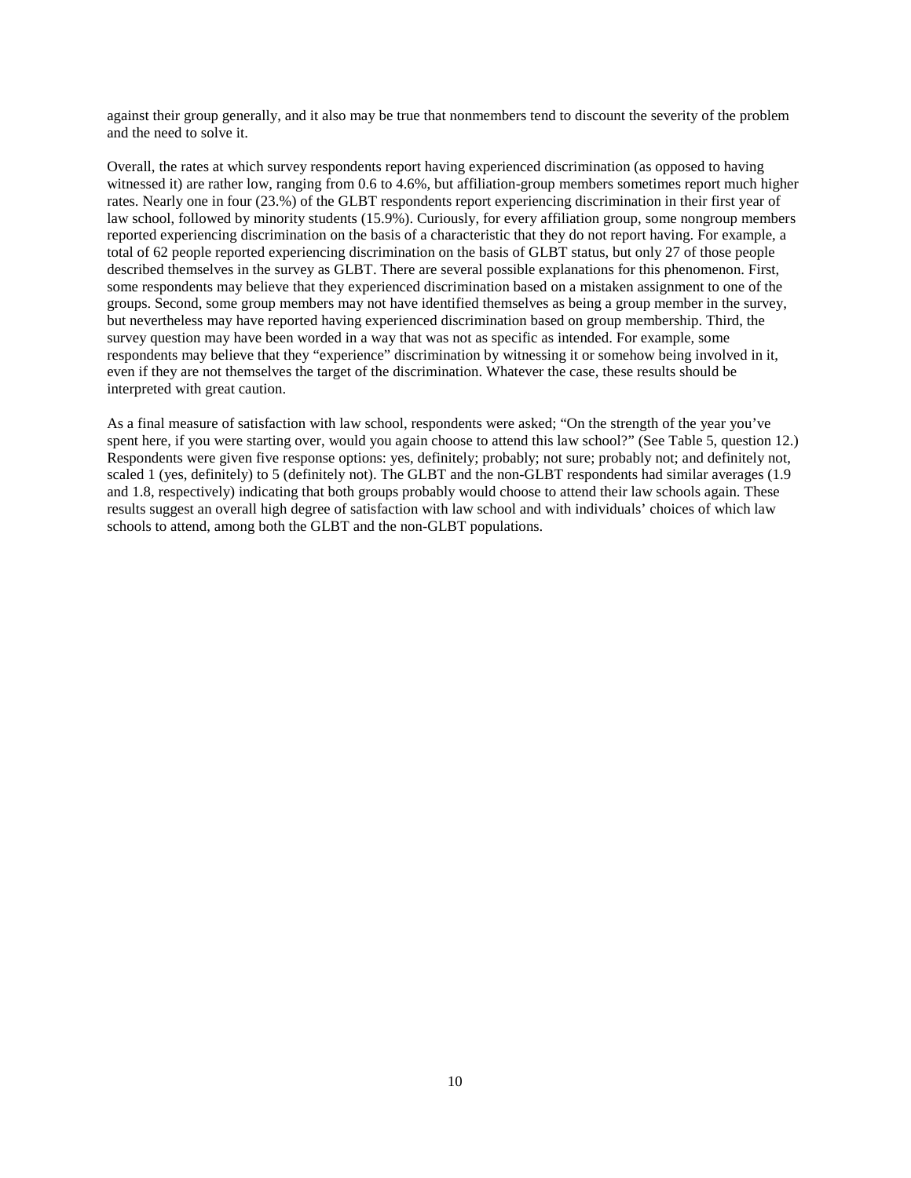against their group generally, and it also may be true that nonmembers tend to discount the severity of the problem and the need to solve it.

Overall, the rates at which survey respondents report having experienced discrimination (as opposed to having witnessed it) are rather low, ranging from 0.6 to 4.6%, but affiliation-group members sometimes report much higher rates. Nearly one in four (23.%) of the GLBT respondents report experiencing discrimination in their first year of law school, followed by minority students (15.9%). Curiously, for every affiliation group, some nongroup members reported experiencing discrimination on the basis of a characteristic that they do not report having. For example, a total of 62 people reported experiencing discrimination on the basis of GLBT status, but only 27 of those people described themselves in the survey as GLBT. There are several possible explanations for this phenomenon. First, some respondents may believe that they experienced discrimination based on a mistaken assignment to one of the groups. Second, some group members may not have identified themselves as being a group member in the survey, but nevertheless may have reported having experienced discrimination based on group membership. Third, the survey question may have been worded in a way that was not as specific as intended. For example, some respondents may believe that they "experience" discrimination by witnessing it or somehow being involved in it, even if they are not themselves the target of the discrimination. Whatever the case, these results should be interpreted with great caution.

As a final measure of satisfaction with law school, respondents were asked; "On the strength of the year you've spent here, if you were starting over, would you again choose to attend this law school?" (See Table 5, question 12.) Respondents were given five response options: yes, definitely; probably; not sure; probably not; and definitely not, scaled 1 (yes, definitely) to 5 (definitely not). The GLBT and the non-GLBT respondents had similar averages (1.9 and 1.8, respectively) indicating that both groups probably would choose to attend their law schools again. These results suggest an overall high degree of satisfaction with law school and with individuals' choices of which law schools to attend, among both the GLBT and the non-GLBT populations.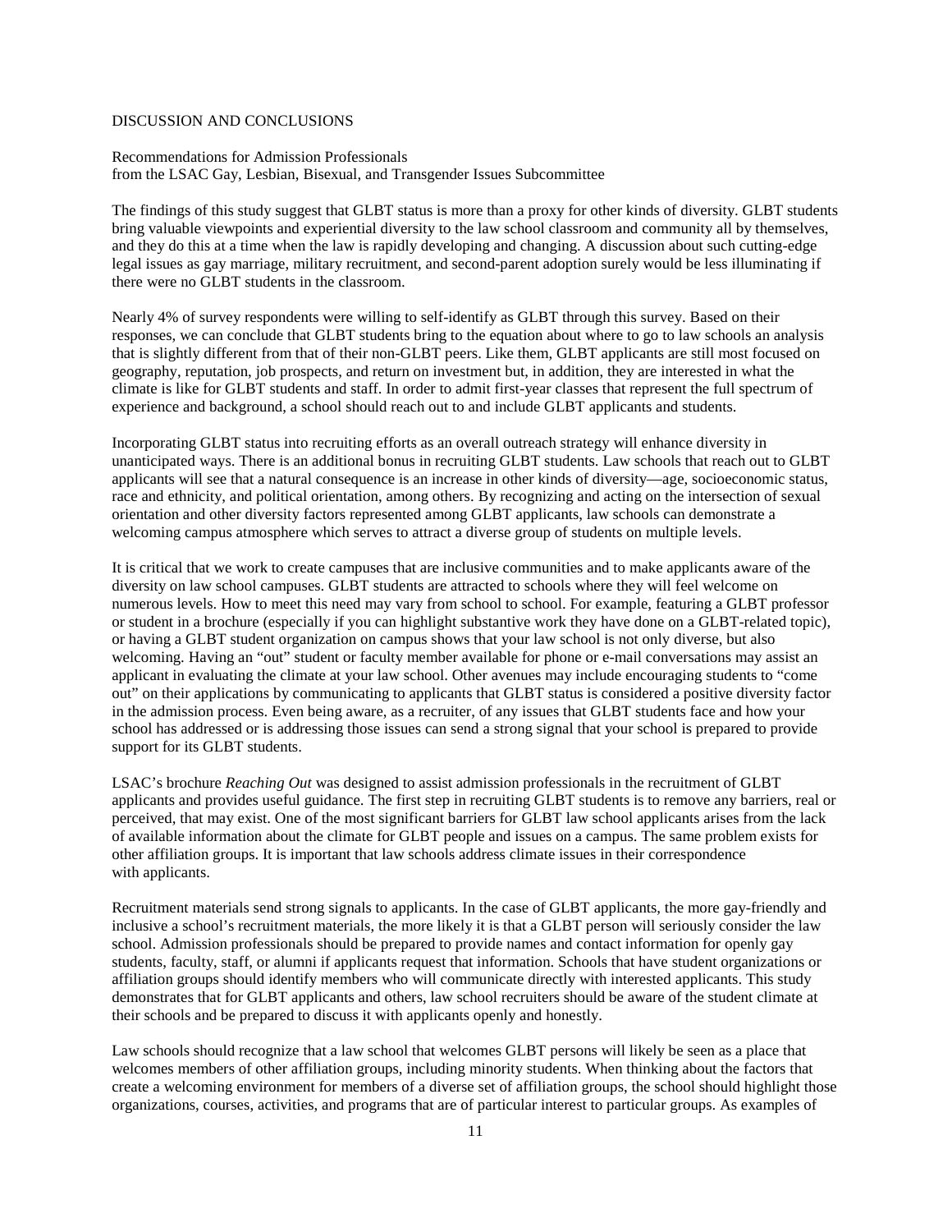## DISCUSSION AND CONCLUSIONS

### Recommendations for Admission Professionals
from the LSAC Gay, Lesbian, Bisexual, and Transgender Issues Subcommittee

The findings of this study suggest that GLBT status is more than a proxy for other kinds of diversity. GLBT students bring valuable viewpoints and experiential diversity to the law school classroom and community all by themselves, and they do this at a time when the law is rapidly developing and changing. A discussion about such cutting-edge legal issues as gay marriage, military recruitment, and second-parent adoption surely would be less illuminating if there were no GLBT students in the classroom.

Nearly 4% of survey respondents were willing to self-identify as GLBT through this survey. Based on their responses, we can conclude that GLBT students bring to the equation about where to go to law schools an analysis that is slightly different from that of their non-GLBT peers. Like them, GLBT applicants are still most focused on geography, reputation, job prospects, and return on investment but, in addition, they are interested in what the climate is like for GLBT students and staff. In order to admit first-year classes that represent the full spectrum of experience and background, a school should reach out to and include GLBT applicants and students.

Incorporating GLBT status into recruiting efforts as an overall outreach strategy will enhance diversity in unanticipated ways. There is an additional bonus in recruiting GLBT students. Law schools that reach out to GLBT applicants will see that a natural consequence is an increase in other kinds of diversity—age, socioeconomic status, race and ethnicity, and political orientation, among others. By recognizing and acting on the intersection of sexual orientation and other diversity factors represented among GLBT applicants, law schools can demonstrate a welcoming campus atmosphere which serves to attract a diverse group of students on multiple levels.

It is critical that we work to create campuses that are inclusive communities and to make applicants aware of the diversity on law school campuses. GLBT students are attracted to schools where they will feel welcome on numerous levels. How to meet this need may vary from school to school. For example, featuring a GLBT professor or student in a brochure (especially if you can highlight substantive work they have done on a GLBT-related topic), or having a GLBT student organization on campus shows that your law school is not only diverse, but also welcoming. Having an "out" student or faculty member available for phone or e-mail conversations may assist an applicant in evaluating the climate at your law school. Other avenues may include encouraging students to "come out" on their applications by communicating to applicants that GLBT status is considered a positive diversity factor in the admission process. Even being aware, as a recruiter, of any issues that GLBT students face and how your school has addressed or is addressing those issues can send a strong signal that your school is prepared to provide support for its GLBT students.

LSAC's brochure *Reaching Out* was designed to assist admission professionals in the recruitment of GLBT applicants and provides useful guidance. The first step in recruiting GLBT students is to remove any barriers, real or perceived, that may exist. One of the most significant barriers for GLBT law school applicants arises from the lack of available information about the climate for GLBT people and issues on a campus. The same problem exists for other affiliation groups. It is important that law schools address climate issues in their correspondence with applicants.

Recruitment materials send strong signals to applicants. In the case of GLBT applicants, the more gay-friendly and inclusive a school's recruitment materials, the more likely it is that a GLBT person will seriously consider the law school. Admission professionals should be prepared to provide names and contact information for openly gay students, faculty, staff, or alumni if applicants request that information. Schools that have student organizations or affiliation groups should identify members who will communicate directly with interested applicants. This study demonstrates that for GLBT applicants and others, law school recruiters should be aware of the student climate at their schools and be prepared to discuss it with applicants openly and honestly.

Law schools should recognize that a law school that welcomes GLBT persons will likely be seen as a place that welcomes members of other affiliation groups, including minority students. When thinking about the factors that create a welcoming environment for members of a diverse set of affiliation groups, the school should highlight those organizations, courses, activities, and programs that are of particular interest to particular groups. As examples of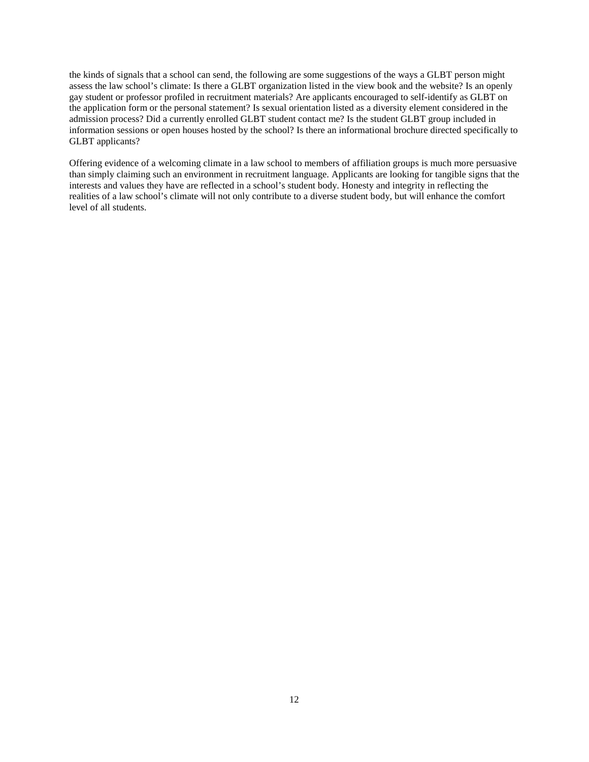the kinds of signals that a school can send, the following are some suggestions of the ways a GLBT person might assess the law school's climate: Is there a GLBT organization listed in the view book and the website? Is an openly gay student or professor profiled in recruitment materials? Are applicants encouraged to self-identify as GLBT on the application form or the personal statement? Is sexual orientation listed as a diversity element considered in the admission process? Did a currently enrolled GLBT student contact me? Is the student GLBT group included in information sessions or open houses hosted by the school? Is there an informational brochure directed specifically to GLBT applicants?

Offering evidence of a welcoming climate in a law school to members of affiliation groups is much more persuasive than simply claiming such an environment in recruitment language. Applicants are looking for tangible signs that the interests and values they have are reflected in a school's student body. Honesty and integrity in reflecting the realities of a law school's climate will not only contribute to a diverse student body, but will enhance the comfort level of all students.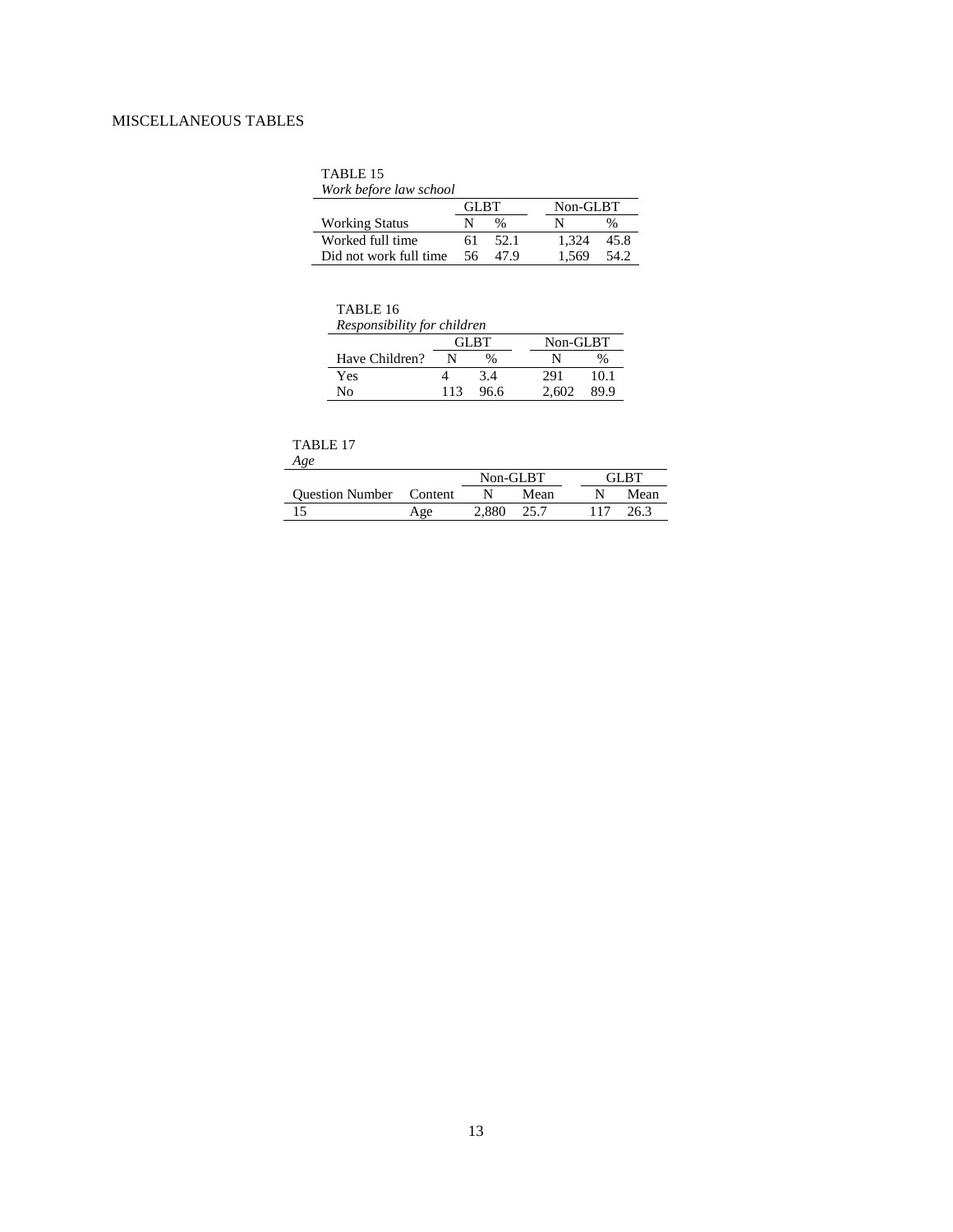MISCELLANEOUS TABLES

TABLE 15
*Work before law school*

| | GLBT | | Non-GLBT | |
|---|---|---|---|---|
| Working Status | N | % | N | % |
| Worked full time | 61 | 52.1 | 1,324 | 45.8 |
| Did not work full time | 56 | 47.9 | 1,569 | 54.2 |

TABLE 16
*Responsibility for children*

| | GLBT | | Non-GLBT | |
|---|---|---|---|---|
| Have Children? | N | % | N | % |
| Yes | 4 | 3.4 | 291 | 10.1 |
| No | 113 | 96.6 | 2,602 | 89.9 |

TABLE 17
*Age*

| | | Non-GLBT | | GLBT | |
|---|---|---|---|---|---|
| Question Number | Content | N | Mean | N | Mean |
| 15 | Age | 2,880 | 25.7 | 117 | 26.3 |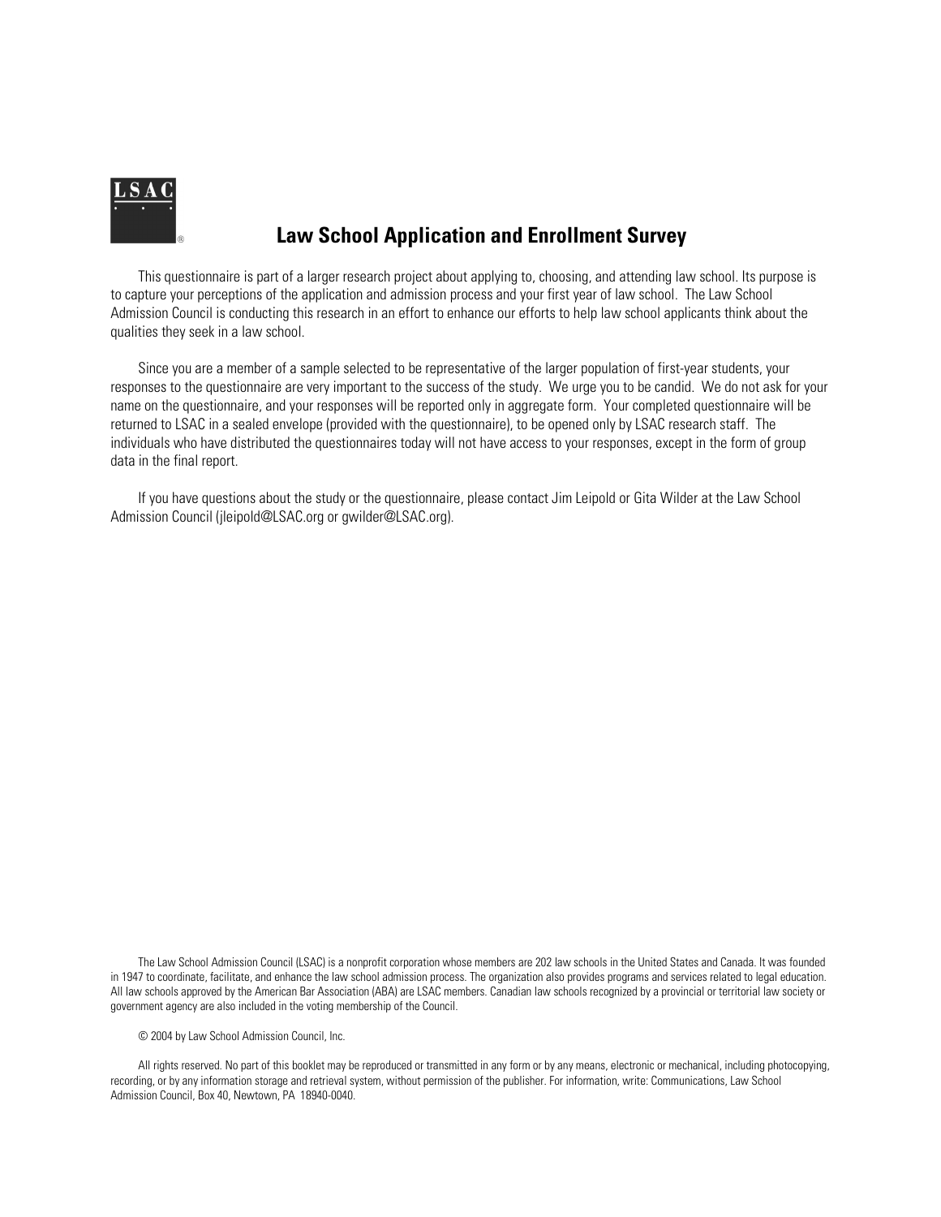# Law School Application and Enrollment Survey

This questionnaire is part of a larger research project about applying to, choosing, and attending law school. Its purpose is to capture your perceptions of the application and admission process and your first year of law school. The Law School Admission Council is conducting this research in an effort to enhance our efforts to help law school applicants think about the qualities they seek in a law school.

Since you are a member of a sample selected to be representative of the larger population of first-year students, your responses to the questionnaire are very important to the success of the study. We urge you to be candid. We do not ask for your name on the questionnaire, and your responses will be reported only in aggregate form. Your completed questionnaire will be returned to LSAC in a sealed envelope (provided with the questionnaire), to be opened only by LSAC research staff. The individuals who have distributed the questionnaires today will not have access to your responses, except in the form of group data in the final report.

If you have questions about the study or the questionnaire, please contact Jim Leipold or Gita Wilder at the Law School Admission Council (jleipold@LSAC.org or gwilder@LSAC.org).

The Law School Admission Council (LSAC) is a nonprofit corporation whose members are 202 law schools in the United States and Canada. It was founded in 1947 to coordinate, facilitate, and enhance the law school admission process. The organization also provides programs and services related to legal education. All law schools approved by the American Bar Association (ABA) are LSAC members. Canadian law schools recognized by a provincial or territorial law society or government agency are also included in the voting membership of the Council.

© 2004 by Law School Admission Council, Inc.

All rights reserved. No part of this booklet may be reproduced or transmitted in any form or by any means, electronic or mechanical, including photocopying, recording, or by any information storage and retrieval system, without permission of the publisher. For information, write: Communications, Law School Admission Council, Box 40, Newtown, PA 18940-0040.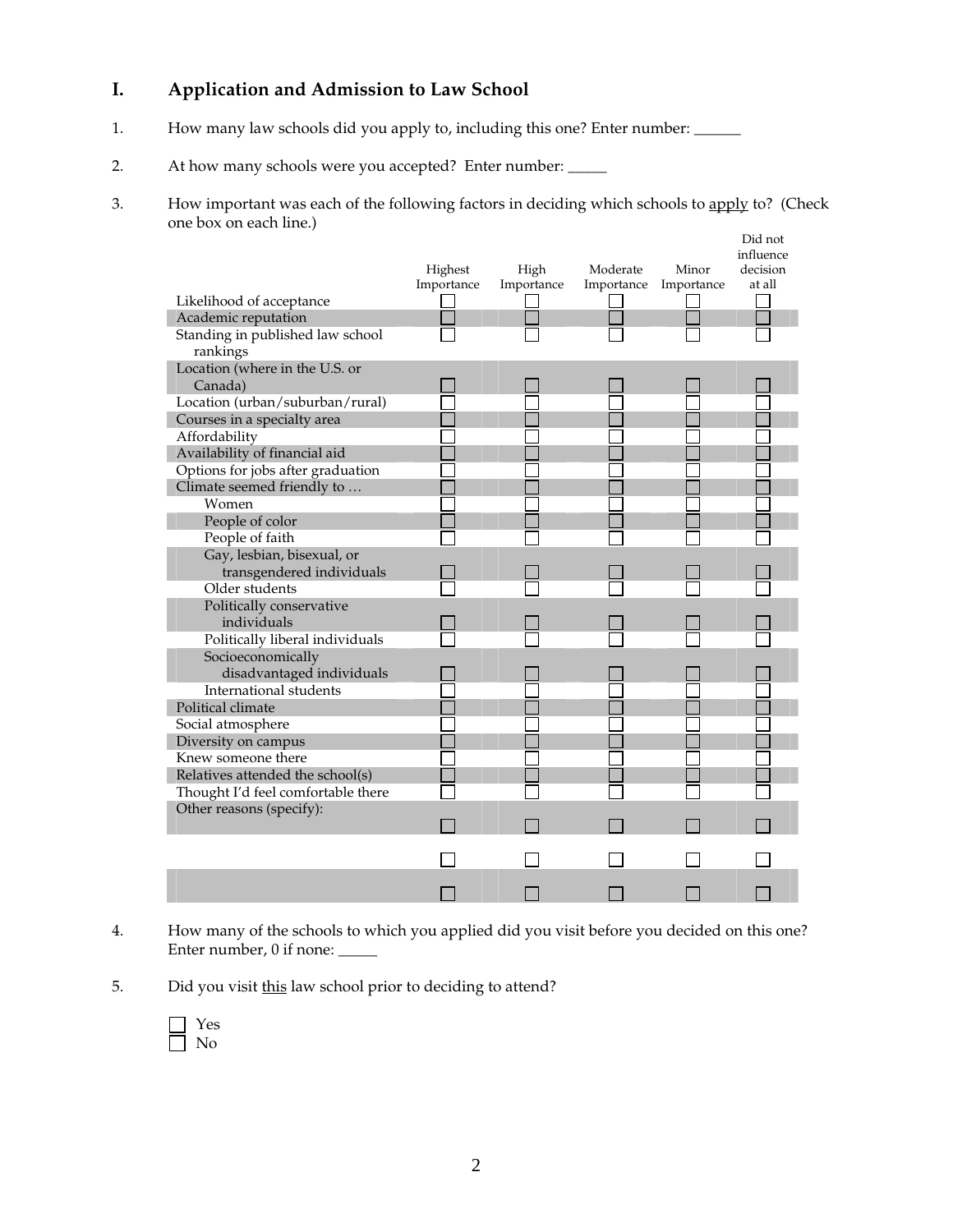## I. Application and Admission to Law School

1. How many law schools did you apply to, including this one? Enter number: ______

2. At how many schools were you accepted? Enter number: _____

3. How important was each of the following factors in deciding which schools to <u>apply</u> to? (Check one box on each line.)

| | Highest Importance | High Importance | Moderate Importance | Minor Importance | Did not influence decision at all |
|---|---|---|---|---|---|
| Likelihood of acceptance | ☐ | ☐ | ☐ | ☐ | ☐ |
| Academic reputation | ☐ | ☐ | ☐ | ☐ | ☐ |
| Standing in published law school rankings | ☐ | ☐ | ☐ | ☐ | ☐ |
| Location (where in the U.S. or Canada) | ☐ | ☐ | ☐ | ☐ | ☐ |
| Location (urban/suburban/rural) | ☐ | ☐ | ☐ | ☐ | ☐ |
| Courses in a specialty area | ☐ | ☐ | ☐ | ☐ | ☐ |
| Affordability | ☐ | ☐ | ☐ | ☐ | ☐ |
| Availability of financial aid | ☐ | ☐ | ☐ | ☐ | ☐ |
| Options for jobs after graduation | ☐ | ☐ | ☐ | ☐ | ☐ |
| Climate seemed friendly to … | ☐ | ☐ | ☐ | ☐ | ☐ |
| Women | ☐ | ☐ | ☐ | ☐ | ☐ |
| People of color | ☐ | ☐ | ☐ | ☐ | ☐ |
| People of faith | ☐ | ☐ | ☐ | ☐ | ☐ |
| Gay, lesbian, bisexual, or transgendered individuals | ☐ | ☐ | ☐ | ☐ | ☐ |
| Older students | ☐ | ☐ | ☐ | ☐ | ☐ |
| Politically conservative individuals | ☐ | ☐ | ☐ | ☐ | ☐ |
| Politically liberal individuals | ☐ | ☐ | ☐ | ☐ | ☐ |
| Socioeconomically disadvantaged individuals | ☐ | ☐ | ☐ | ☐ | ☐ |
| International students | ☐ | ☐ | ☐ | ☐ | ☐ |
| Political climate | ☐ | ☐ | ☐ | ☐ | ☐ |
| Social atmosphere | ☐ | ☐ | ☐ | ☐ | ☐ |
| Diversity on campus | ☐ | ☐ | ☐ | ☐ | ☐ |
| Knew someone there | ☐ | ☐ | ☐ | ☐ | ☐ |
| Relatives attended the school(s) | ☐ | ☐ | ☐ | ☐ | ☐ |
| Thought I'd feel comfortable there | ☐ | ☐ | ☐ | ☐ | ☐ |
| Other reasons (specify): | ☐ | ☐ | ☐ | ☐ | ☐ |
| | ☐ | ☐ | ☐ | ☐ | ☐ |
| | ☐ | ☐ | ☐ | ☐ | ☐ |

4. How many of the schools to which you applied did you visit before you decided on this one? Enter number, 0 if none: _____

5. Did you visit <u>this</u> law school prior to deciding to attend?

   ☐ Yes
   ☐ No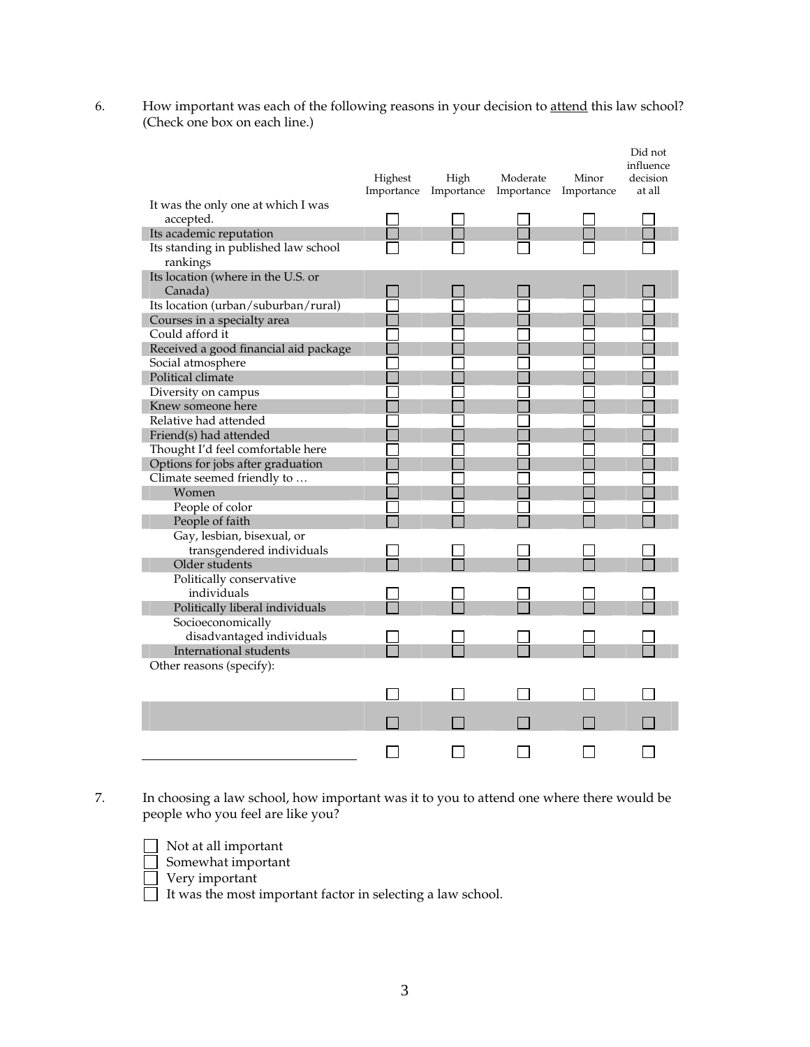6. How important was each of the following reasons in your decision to attend this law school? (Check one box on each line.)

| | Highest Importance | High Importance | Moderate Importance | Minor Importance | Did not influence decision at all |
|---|---|---|---|---|---|
| It was the only one at which I was accepted. | ☐ | ☐ | ☐ | ☐ | ☐ |
| Its academic reputation | ☐ | ☐ | ☐ | ☐ | ☐ |
| Its standing in published law school rankings | ☐ | ☐ | ☐ | ☐ | ☐ |
| Its location (where in the U.S. or Canada) | ☐ | ☐ | ☐ | ☐ | ☐ |
| Its location (urban/suburban/rural) | ☐ | ☐ | ☐ | ☐ | ☐ |
| Courses in a specialty area | ☐ | ☐ | ☐ | ☐ | ☐ |
| Could afford it | ☐ | ☐ | ☐ | ☐ | ☐ |
| Received a good financial aid package | ☐ | ☐ | ☐ | ☐ | ☐ |
| Social atmosphere | ☐ | ☐ | ☐ | ☐ | ☐ |
| Political climate | ☐ | ☐ | ☐ | ☐ | ☐ |
| Diversity on campus | ☐ | ☐ | ☐ | ☐ | ☐ |
| Knew someone here | ☐ | ☐ | ☐ | ☐ | ☐ |
| Relative had attended | ☐ | ☐ | ☐ | ☐ | ☐ |
| Friend(s) had attended | ☐ | ☐ | ☐ | ☐ | ☐ |
| Thought I'd feel comfortable here | ☐ | ☐ | ☐ | ☐ | ☐ |
| Options for jobs after graduation | ☐ | ☐ | ☐ | ☐ | ☐ |
| Climate seemed friendly to … | ☐ | ☐ | ☐ | ☐ | ☐ |
| Women | ☐ | ☐ | ☐ | ☐ | ☐ |
| People of color | ☐ | ☐ | ☐ | ☐ | ☐ |
| People of faith | ☐ | ☐ | ☐ | ☐ | ☐ |
| Gay, lesbian, bisexual, or transgendered individuals | ☐ | ☐ | ☐ | ☐ | ☐ |
| Older students | ☐ | ☐ | ☐ | ☐ | ☐ |
| Politically conservative individuals | ☐ | ☐ | ☐ | ☐ | ☐ |
| Politically liberal individuals | ☐ | ☐ | ☐ | ☐ | ☐ |
| Socioeconomically disadvantaged individuals | ☐ | ☐ | ☐ | ☐ | ☐ |
| International students | ☐ | ☐ | ☐ | ☐ | ☐ |
| Other reasons (specify): | | | | | |
| | ☐ | ☐ | ☐ | ☐ | ☐ |
| | ☐ | ☐ | ☐ | ☐ | ☐ |
| ______________________________ | ☐ | ☐ | ☐ | ☐ | ☐ |

7. In choosing a law school, how important was it to you to attend one where there would be people who you feel are like you?

- ☐ Not at all important
- ☐ Somewhat important
- ☐ Very important
- ☐ It was the most important factor in selecting a law school.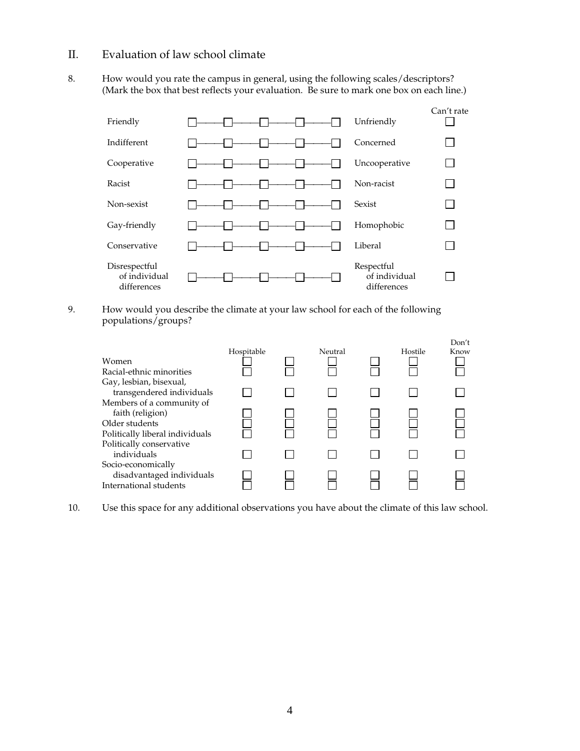## II. Evaluation of law school climate

8. How would you rate the campus in general, using the following scales/descriptors? (Mark the box that best reflects your evaluation. Be sure to mark one box on each line.)

| | | | | | | | Can't rate |
|---|---|---|---|---|---|---|---|
| Friendly | ☐ | ☐ | ☐ | ☐ | ☐ | Unfriendly | ☐ |
| Indifferent | ☐ | ☐ | ☐ | ☐ | ☐ | Concerned | ☐ |
| Cooperative | ☐ | ☐ | ☐ | ☐ | ☐ | Uncooperative | ☐ |
| Racist | ☐ | ☐ | ☐ | ☐ | ☐ | Non-racist | ☐ |
| Non-sexist | ☐ | ☐ | ☐ | ☐ | ☐ | Sexist | ☐ |
| Gay-friendly | ☐ | ☐ | ☐ | ☐ | ☐ | Homophobic | ☐ |
| Conservative | ☐ | ☐ | ☐ | ☐ | ☐ | Liberal | ☐ |
| Disrespectful of individual differences | ☐ | ☐ | ☐ | ☐ | ☐ | Respectful of individual differences | ☐ |

9. How would you describe the climate at your law school for each of the following populations/groups?

| | Hospitable | | Neutral | | Hostile | Don't Know |
|---|---|---|---|---|---|---|
| Women | ☐ | ☐ | ☐ | ☐ | ☐ | ☐ |
| Racial-ethnic minorities | ☐ | ☐ | ☐ | ☐ | ☐ | ☐ |
| Gay, lesbian, bisexual, transgendered individuals | ☐ | ☐ | ☐ | ☐ | ☐ | ☐ |
| Members of a community of faith (religion) | ☐ | ☐ | ☐ | ☐ | ☐ | ☐ |
| Older students | ☐ | ☐ | ☐ | ☐ | ☐ | ☐ |
| Politically liberal individuals | ☐ | ☐ | ☐ | ☐ | ☐ | ☐ |
| Politically conservative individuals | ☐ | ☐ | ☐ | ☐ | ☐ | ☐ |
| Socio-economically disadvantaged individuals | ☐ | ☐ | ☐ | ☐ | ☐ | ☐ |
| International students | ☐ | ☐ | ☐ | ☐ | ☐ | ☐ |

10. Use this space for any additional observations you have about the climate of this law school.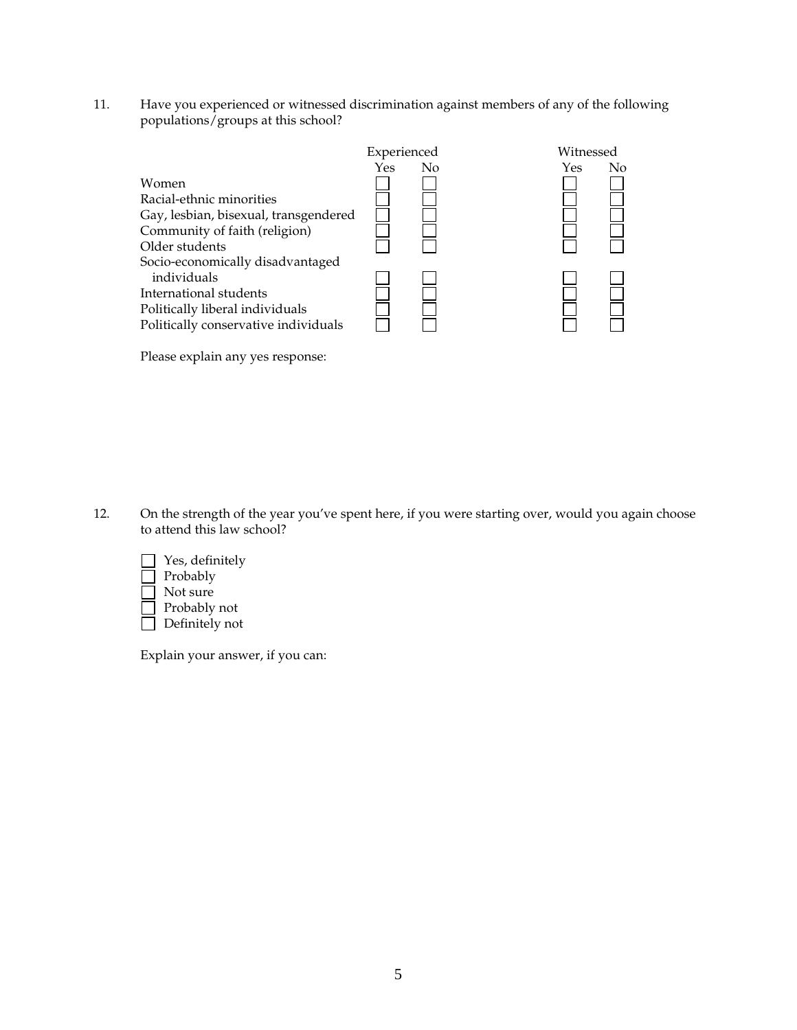11. Have you experienced or witnessed discrimination against members of any of the following populations/groups at this school?

| | Experienced | | Witnessed | |
|---|---|---|---|---|
| | Yes | No | Yes | No |
| Women | ☐ | ☐ | ☐ | ☐ |
| Racial-ethnic minorities | ☐ | ☐ | ☐ | ☐ |
| Gay, lesbian, bisexual, transgendered | ☐ | ☐ | ☐ | ☐ |
| Community of faith (religion) | ☐ | ☐ | ☐ | ☐ |
| Older students | ☐ | ☐ | ☐ | ☐ |
| Socio-economically disadvantaged individuals | ☐ | ☐ | ☐ | ☐ |
| International students | ☐ | ☐ | ☐ | ☐ |
| Politically liberal individuals | ☐ | ☐ | ☐ | ☐ |
| Politically conservative individuals | ☐ | ☐ | ☐ | ☐ |

Please explain any yes response:

12. On the strength of the year you've spent here, if you were starting over, would you again choose to attend this law school?

- ☐ Yes, definitely
- ☐ Probably
- ☐ Not sure
- ☐ Probably not
- ☐ Definitely not

Explain your answer, if you can: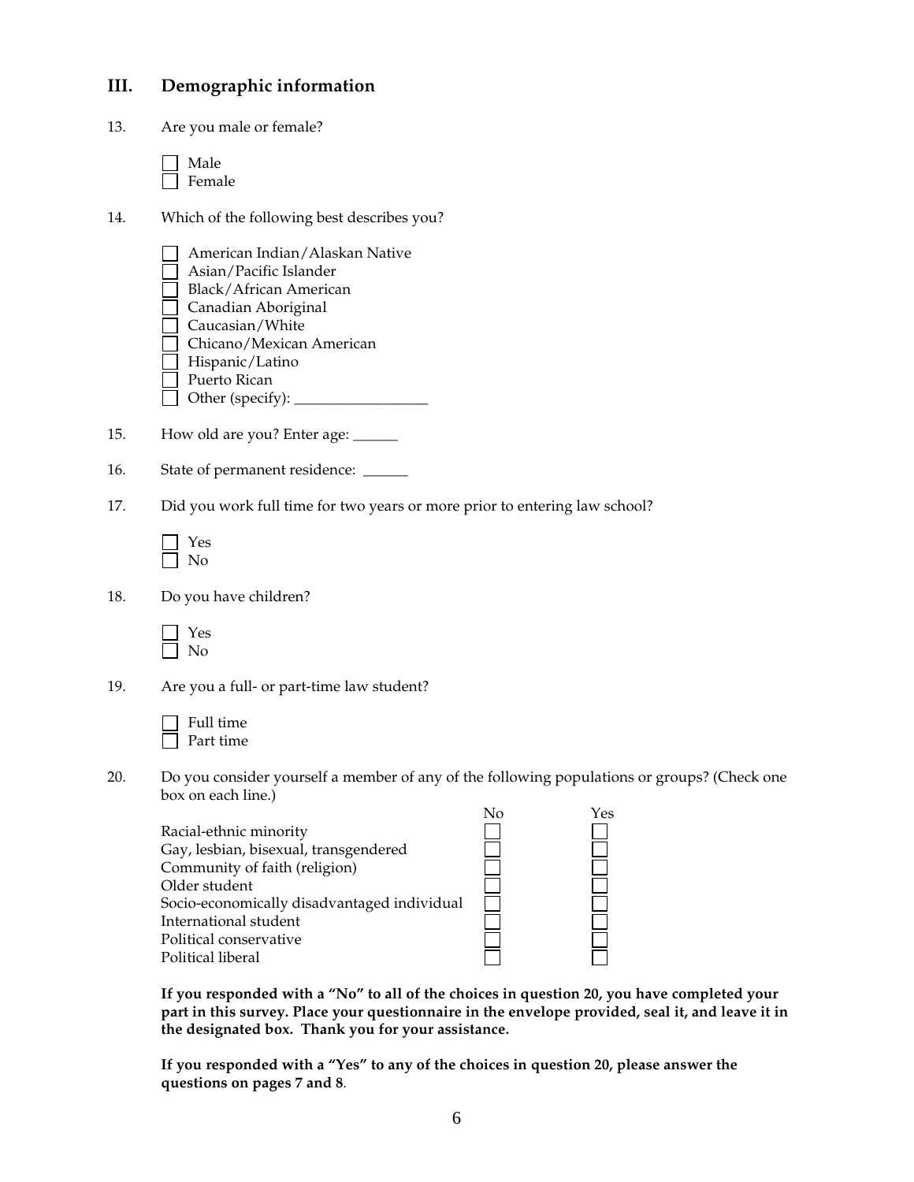## III. Demographic information

13. Are you male or female?

- ☐ Male
- ☐ Female

14. Which of the following best describes you?

- ☐ American Indian/Alaskan Native
- ☐ Asian/Pacific Islander
- ☐ Black/African American
- ☐ Canadian Aboriginal
- ☐ Caucasian/White
- ☐ Chicano/Mexican American
- ☐ Hispanic/Latino
- ☐ Puerto Rican
- ☐ Other (specify): ___________________

15. How old are you? Enter age: ______

16. State of permanent residence: ______

17. Did you work full time for two years or more prior to entering law school?

- ☐ Yes
- ☐ No

18. Do you have children?

- ☐ Yes
- ☐ No

19. Are you a full- or part-time law student?

- ☐ Full time
- ☐ Part time

20. Do you consider yourself a member of any of the following populations or groups? (Check one box on each line.)

| | No | Yes |
|---|---|---|
| Racial-ethnic minority | ☐ | ☐ |
| Gay, lesbian, bisexual, transgendered | ☐ | ☐ |
| Community of faith (religion) | ☐ | ☐ |
| Older student | ☐ | ☐ |
| Socio-economically disadvantaged individual | ☐ | ☐ |
| International student | ☐ | ☐ |
| Political conservative | ☐ | ☐ |
| Political liberal | ☐ | ☐ |

**If you responded with a "No" to all of the choices in question 20, you have completed your part in this survey. Place your questionnaire in the envelope provided, seal it, and leave it in the designated box. Thank you for your assistance.**

**If you responded with a "Yes" to any of the choices in question 20, please answer the questions on pages 7 and 8**.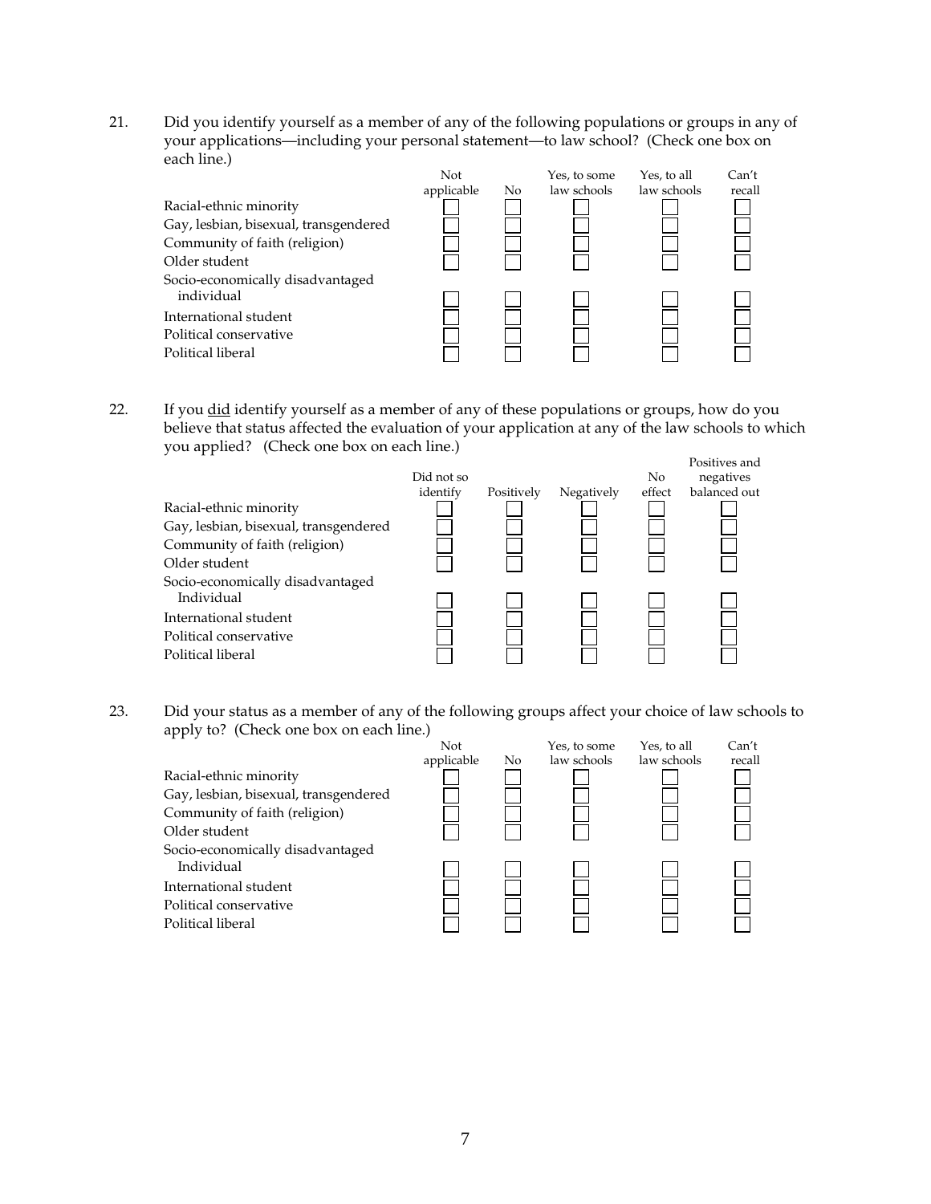21. Did you identify yourself as a member of any of the following populations or groups in any of your applications—including your personal statement—to law school? (Check one box on each line.)

| | Not applicable | No | Yes, to some law schools | Yes, to all law schools | Can't recall |
|---|---|---|---|---|---|
| Racial-ethnic minority | ☐ | ☐ | ☐ | ☐ | ☐ |
| Gay, lesbian, bisexual, transgendered | ☐ | ☐ | ☐ | ☐ | ☐ |
| Community of faith (religion) | ☐ | ☐ | ☐ | ☐ | ☐ |
| Older student | ☐ | ☐ | ☐ | ☐ | ☐ |
| Socio-economically disadvantaged individual | ☐ | ☐ | ☐ | ☐ | ☐ |
| International student | ☐ | ☐ | ☐ | ☐ | ☐ |
| Political conservative | ☐ | ☐ | ☐ | ☐ | ☐ |
| Political liberal | ☐ | ☐ | ☐ | ☐ | ☐ |

22. If you <u>did</u> identify yourself as a member of any of these populations or groups, how do you believe that status affected the evaluation of your application at any of the law schools to which you applied? (Check one box on each line.)

| | Did not so identify | Positively | Negatively | No effect | Positives and negatives balanced out |
|---|---|---|---|---|---|
| Racial-ethnic minority | ☐ | ☐ | ☐ | ☐ | ☐ |
| Gay, lesbian, bisexual, transgendered | ☐ | ☐ | ☐ | ☐ | ☐ |
| Community of faith (religion) | ☐ | ☐ | ☐ | ☐ | ☐ |
| Older student | ☐ | ☐ | ☐ | ☐ | ☐ |
| Socio-economically disadvantaged Individual | ☐ | ☐ | ☐ | ☐ | ☐ |
| International student | ☐ | ☐ | ☐ | ☐ | ☐ |
| Political conservative | ☐ | ☐ | ☐ | ☐ | ☐ |
| Political liberal | ☐ | ☐ | ☐ | ☐ | ☐ |

23. Did your status as a member of any of the following groups affect your choice of law schools to apply to? (Check one box on each line.)

| | Not applicable | No | Yes, to some law schools | Yes, to all law schools | Can't recall |
|---|---|---|---|---|---|
| Racial-ethnic minority | ☐ | ☐ | ☐ | ☐ | ☐ |
| Gay, lesbian, bisexual, transgendered | ☐ | ☐ | ☐ | ☐ | ☐ |
| Community of faith (religion) | ☐ | ☐ | ☐ | ☐ | ☐ |
| Older student | ☐ | ☐ | ☐ | ☐ | ☐ |
| Socio-economically disadvantaged Individual | ☐ | ☐ | ☐ | ☐ | ☐ |
| International student | ☐ | ☐ | ☐ | ☐ | ☐ |
| Political conservative | ☐ | ☐ | ☐ | ☐ | ☐ |
| Political liberal | ☐ | ☐ | ☐ | ☐ | ☐ |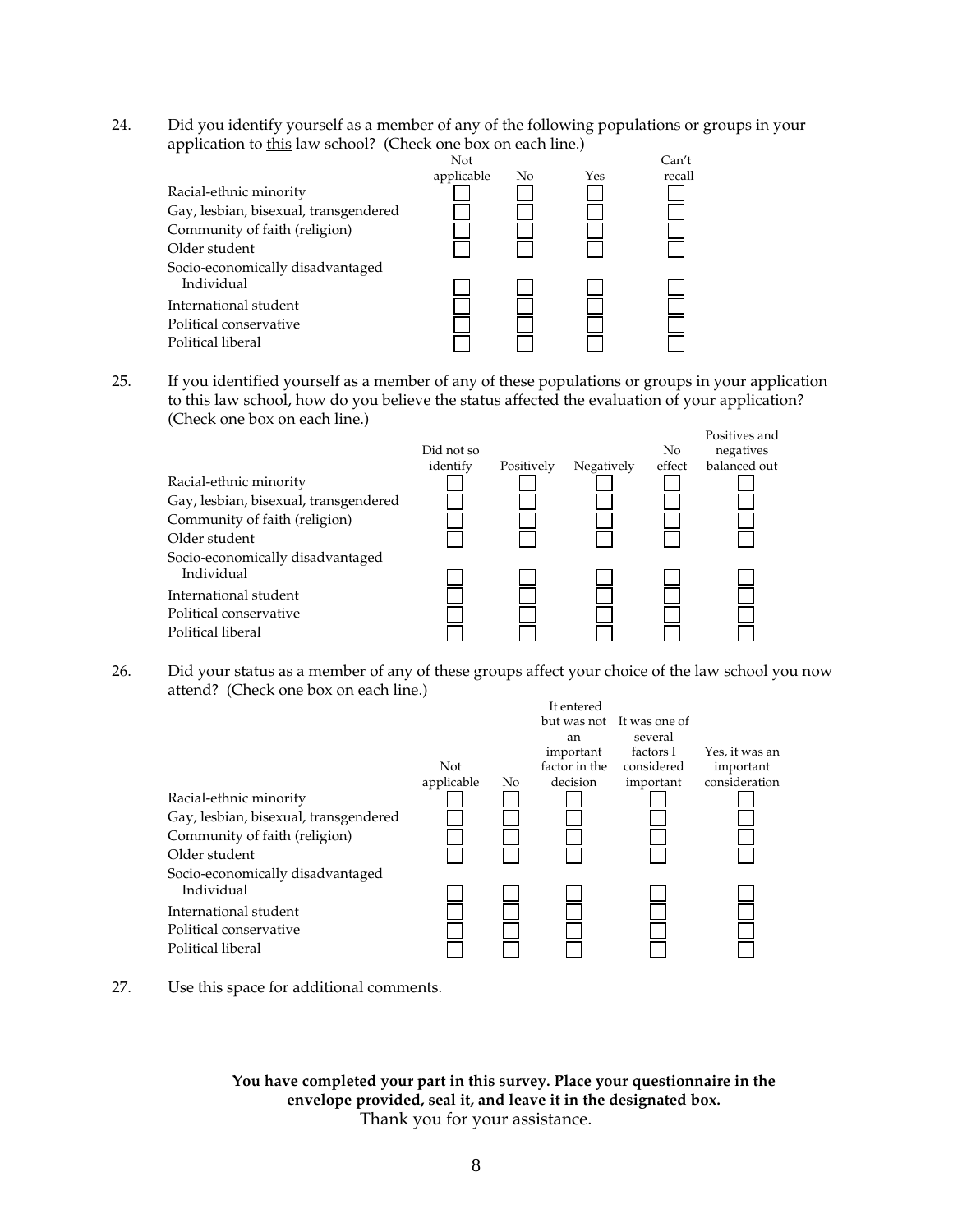24. Did you identify yourself as a member of any of the following populations or groups in your application to <u>this</u> law school? (Check one box on each line.)

| | Not applicable | No | Yes | Can't recall |
|---|---|---|---|---|
| Racial-ethnic minority | ☐ | ☐ | ☐ | ☐ |
| Gay, lesbian, bisexual, transgendered | ☐ | ☐ | ☐ | ☐ |
| Community of faith (religion) | ☐ | ☐ | ☐ | ☐ |
| Older student | ☐ | ☐ | ☐ | ☐ |
| Socio-economically disadvantaged Individual | ☐ | ☐ | ☐ | ☐ |
| International student | ☐ | ☐ | ☐ | ☐ |
| Political conservative | ☐ | ☐ | ☐ | ☐ |
| Political liberal | ☐ | ☐ | ☐ | ☐ |

25. If you identified yourself as a member of any of these populations or groups in your application to <u>this</u> law school, how do you believe the status affected the evaluation of your application? (Check one box on each line.)

| | Did not so identify | Positively | Negatively | No effect | Positives and negatives balanced out |
|---|---|---|---|---|---|
| Racial-ethnic minority | ☐ | ☐ | ☐ | ☐ | ☐ |
| Gay, lesbian, bisexual, transgendered | ☐ | ☐ | ☐ | ☐ | ☐ |
| Community of faith (religion) | ☐ | ☐ | ☐ | ☐ | ☐ |
| Older student | ☐ | ☐ | ☐ | ☐ | ☐ |
| Socio-economically disadvantaged Individual | ☐ | ☐ | ☐ | ☐ | ☐ |
| International student | ☐ | ☐ | ☐ | ☐ | ☐ |
| Political conservative | ☐ | ☐ | ☐ | ☐ | ☐ |
| Political liberal | ☐ | ☐ | ☐ | ☐ | ☐ |

26. Did your status as a member of any of these groups affect your choice of the law school you now attend? (Check one box on each line.)

| | Not applicable | No | It entered but was not an important factor in the decision | It was one of several factors I considered important | Yes, it was an important consideration |
|---|---|---|---|---|---|
| Racial-ethnic minority | ☐ | ☐ | ☐ | ☐ | ☐ |
| Gay, lesbian, bisexual, transgendered | ☐ | ☐ | ☐ | ☐ | ☐ |
| Community of faith (religion) | ☐ | ☐ | ☐ | ☐ | ☐ |
| Older student | ☐ | ☐ | ☐ | ☐ | ☐ |
| Socio-economically disadvantaged Individual | ☐ | ☐ | ☐ | ☐ | ☐ |
| International student | ☐ | ☐ | ☐ | ☐ | ☐ |
| Political conservative | ☐ | ☐ | ☐ | ☐ | ☐ |
| Political liberal | ☐ | ☐ | ☐ | ☐ | ☐ |

27. Use this space for additional comments.

**You have completed your part in this survey. Place your questionnaire in the envelope provided, seal it, and leave it in the designated box.**

Thank you for your assistance.